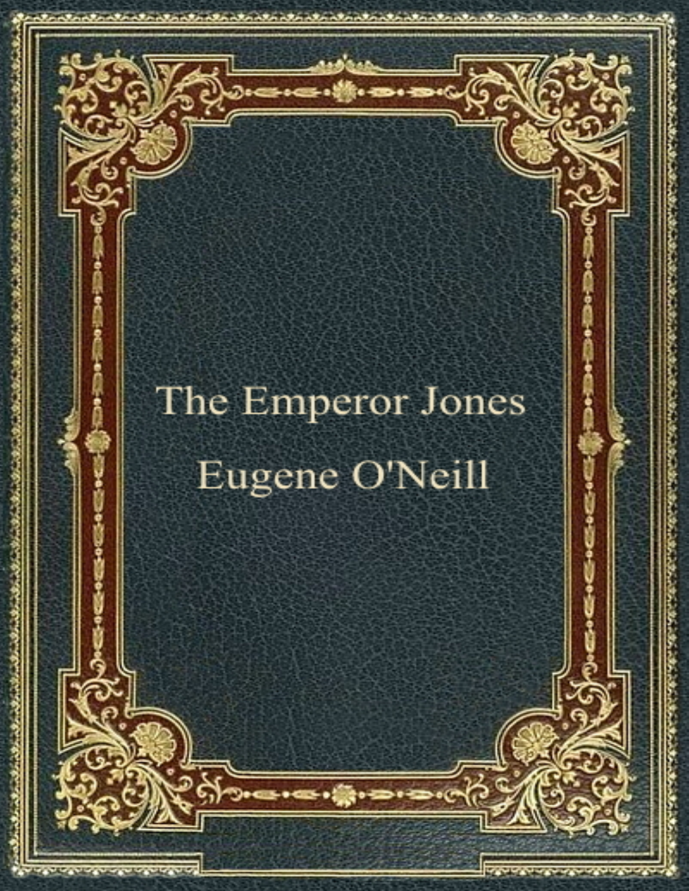# The Emperor Jones

Eugene O'Neill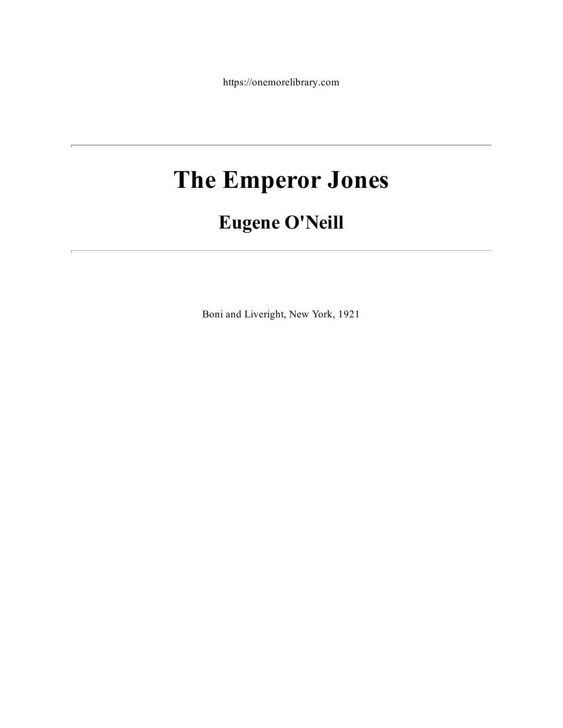https://onemorelibrary.com

---

# The Emperor Jones

## Eugene O'Neill

---

Boni and Liveright, New York, 1921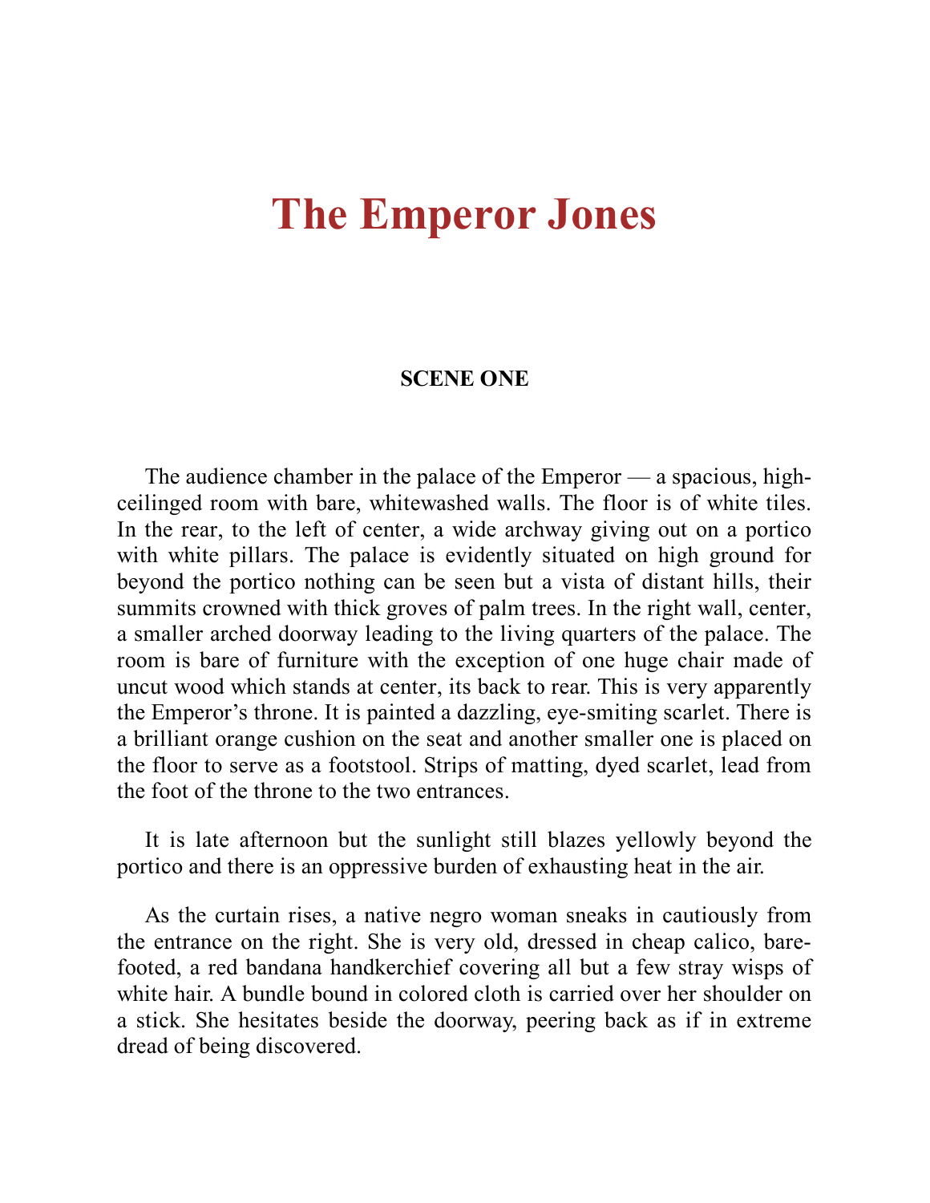# The Emperor Jones

### SCENE ONE

The audience chamber in the palace of the Emperor — a spacious, high-ceilinged room with bare, whitewashed walls. The floor is of white tiles. In the rear, to the left of center, a wide archway giving out on a portico with white pillars. The palace is evidently situated on high ground for beyond the portico nothing can be seen but a vista of distant hills, their summits crowned with thick groves of palm trees. In the right wall, center, a smaller arched doorway leading to the living quarters of the palace. The room is bare of furniture with the exception of one huge chair made of uncut wood which stands at center, its back to rear. This is very apparently the Emperor's throne. It is painted a dazzling, eye-smiting scarlet. There is a brilliant orange cushion on the seat and another smaller one is placed on the floor to serve as a footstool. Strips of matting, dyed scarlet, lead from the foot of the throne to the two entrances.

It is late afternoon but the sunlight still blazes yellowly beyond the portico and there is an oppressive burden of exhausting heat in the air.

As the curtain rises, a native negro woman sneaks in cautiously from the entrance on the right. She is very old, dressed in cheap calico, bare-footed, a red bandana handkerchief covering all but a few stray wisps of white hair. A bundle bound in colored cloth is carried over her shoulder on a stick. She hesitates beside the doorway, peering back as if in extreme dread of being discovered.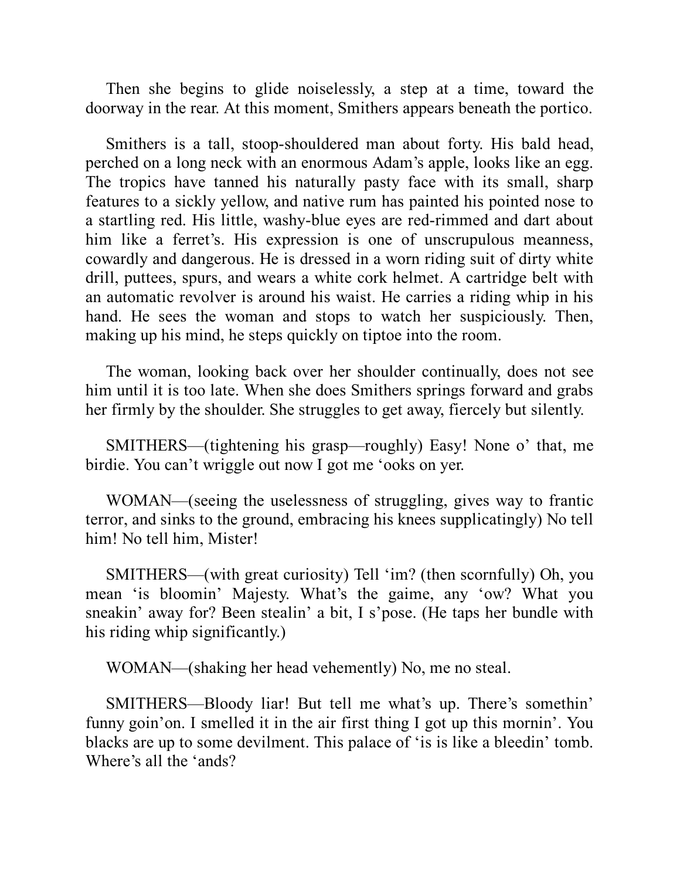Then she begins to glide noiselessly, a step at a time, toward the doorway in the rear. At this moment, Smithers appears beneath the portico.

Smithers is a tall, stoop-shouldered man about forty. His bald head, perched on a long neck with an enormous Adam's apple, looks like an egg. The tropics have tanned his naturally pasty face with its small, sharp features to a sickly yellow, and native rum has painted his pointed nose to a startling red. His little, washy-blue eyes are red-rimmed and dart about him like a ferret's. His expression is one of unscrupulous meanness, cowardly and dangerous. He is dressed in a worn riding suit of dirty white drill, puttees, spurs, and wears a white cork helmet. A cartridge belt with an automatic revolver is around his waist. He carries a riding whip in his hand. He sees the woman and stops to watch her suspiciously. Then, making up his mind, he steps quickly on tiptoe into the room.

The woman, looking back over her shoulder continually, does not see him until it is too late. When she does Smithers springs forward and grabs her firmly by the shoulder. She struggles to get away, fiercely but silently.

SMITHERS—(tightening his grasp—roughly) Easy! None o' that, me birdie. You can't wriggle out now I got me 'ooks on yer.

WOMAN—(seeing the uselessness of struggling, gives way to frantic terror, and sinks to the ground, embracing his knees supplicatingly) No tell him! No tell him, Mister!

SMITHERS—(with great curiosity) Tell 'im? (then scornfully) Oh, you mean 'is bloomin' Majesty. What's the gaime, any 'ow? What you sneakin' away for? Been stealin' a bit, I s'pose. (He taps her bundle with his riding whip significantly.)

WOMAN—(shaking her head vehemently) No, me no steal.

SMITHERS—Bloody liar! But tell me what's up. There's somethin' funny goin'on. I smelled it in the air first thing I got up this mornin'. You blacks are up to some devilment. This palace of 'is is like a bleedin' tomb. Where's all the 'ands?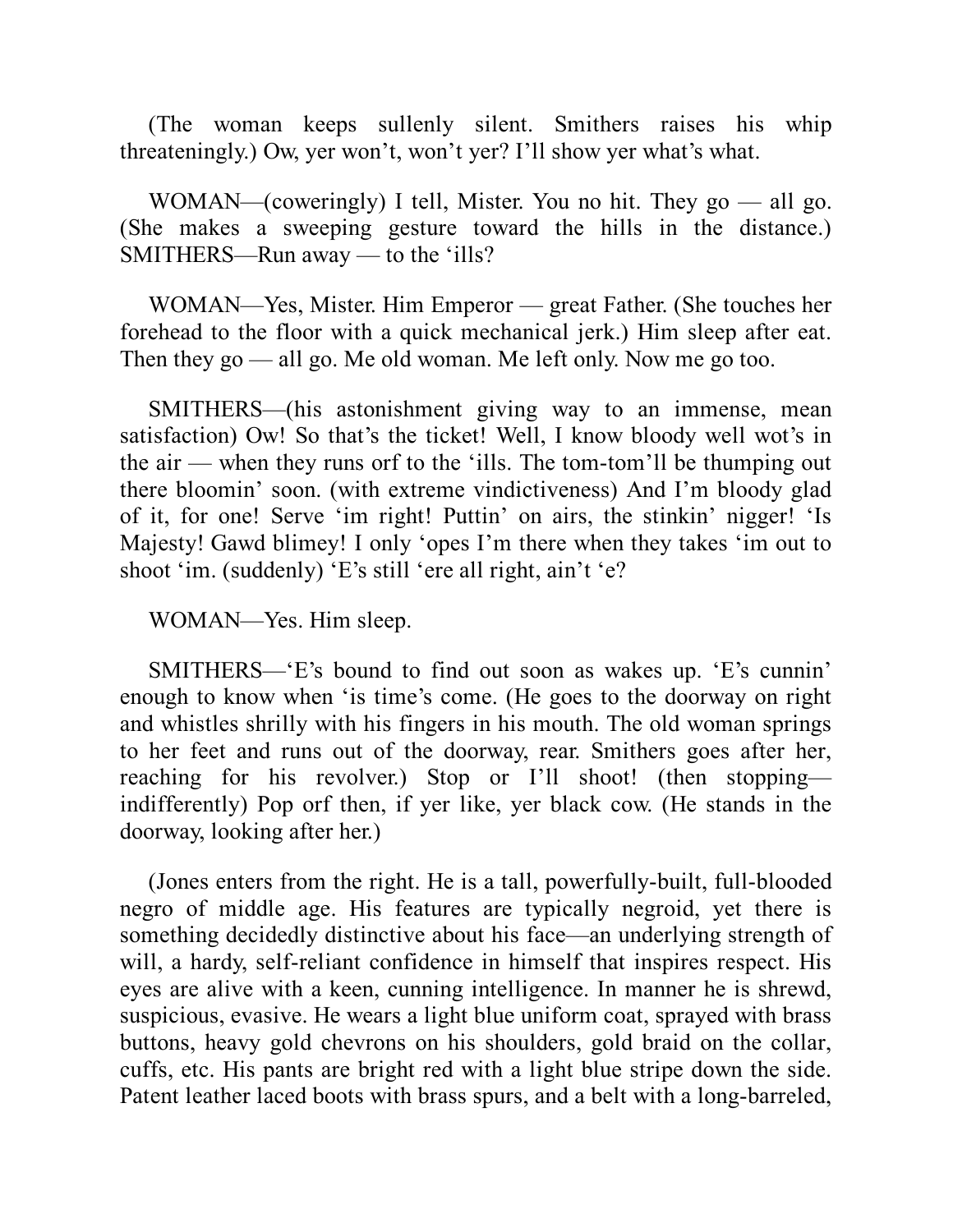(The woman keeps sullenly silent. Smithers raises his whip threateningly.) Ow, yer won't, won't yer? I'll show yer what's what.

WOMAN—(coweringly) I tell, Mister. You no hit. They go — all go. (She makes a sweeping gesture toward the hills in the distance.) SMITHERS—Run away — to the 'ills?

WOMAN—Yes, Mister. Him Emperor — great Father. (She touches her forehead to the floor with a quick mechanical jerk.) Him sleep after eat. Then they go — all go. Me old woman. Me left only. Now me go too.

SMITHERS—(his astonishment giving way to an immense, mean satisfaction) Ow! So that's the ticket! Well, I know bloody well wot's in the air — when they runs orf to the 'ills. The tom-tom'll be thumping out there bloomin' soon. (with extreme vindictiveness) And I'm bloody glad of it, for one! Serve 'im right! Puttin' on airs, the stinkin' nigger! 'Is Majesty! Gawd blimey! I only 'opes I'm there when they takes 'im out to shoot 'im. (suddenly) 'E's still 'ere all right, ain't 'e?

WOMAN—Yes. Him sleep.

SMITHERS—'E's bound to find out soon as wakes up. 'E's cunnin' enough to know when 'is time's come. (He goes to the doorway on right and whistles shrilly with his fingers in his mouth. The old woman springs to her feet and runs out of the doorway, rear. Smithers goes after her, reaching for his revolver.) Stop or I'll shoot! (then stopping—indifferently) Pop orf then, if yer like, yer black cow. (He stands in the doorway, looking after her.)

(Jones enters from the right. He is a tall, powerfully-built, full-blooded negro of middle age. His features are typically negroid, yet there is something decidedly distinctive about his face—an underlying strength of will, a hardy, self-reliant confidence in himself that inspires respect. His eyes are alive with a keen, cunning intelligence. In manner he is shrewd, suspicious, evasive. He wears a light blue uniform coat, sprayed with brass buttons, heavy gold chevrons on his shoulders, gold braid on the collar, cuffs, etc. His pants are bright red with a light blue stripe down the side. Patent leather laced boots with brass spurs, and a belt with a long-barreled,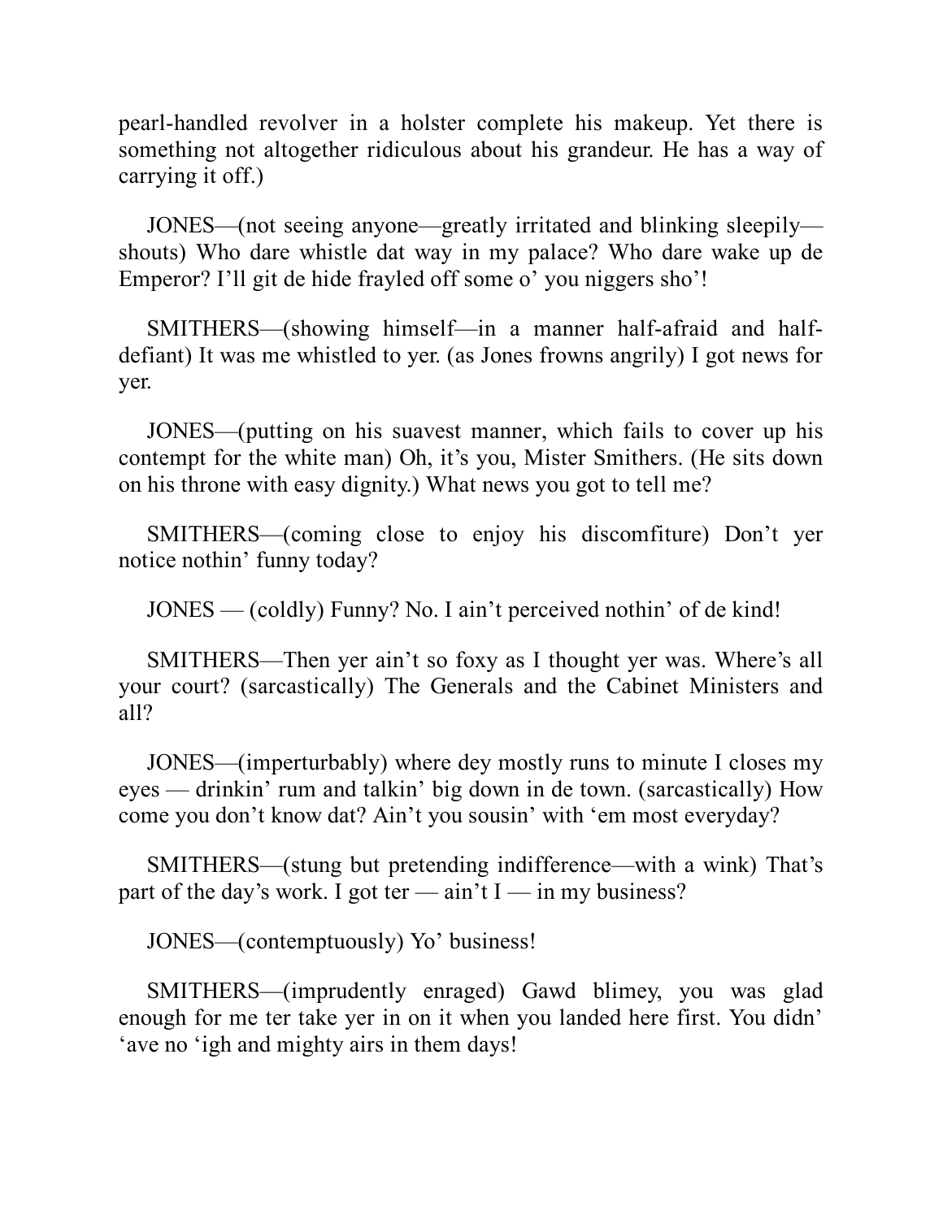pearl-handled revolver in a holster complete his makeup. Yet there is something not altogether ridiculous about his grandeur. He has a way of carrying it off.)

JONES—(not seeing anyone—greatly irritated and blinking sleepily—shouts) Who dare whistle dat way in my palace? Who dare wake up de Emperor? I'll git de hide frayled off some o' you niggers sho'!

SMITHERS—(showing himself—in a manner half-afraid and half-defiant) It was me whistled to yer. (as Jones frowns angrily) I got news for yer.

JONES—(putting on his suavest manner, which fails to cover up his contempt for the white man) Oh, it's you, Mister Smithers. (He sits down on his throne with easy dignity.) What news you got to tell me?

SMITHERS—(coming close to enjoy his discomfiture) Don't yer notice nothin' funny today?

JONES — (coldly) Funny? No. I ain't perceived nothin' of de kind!

SMITHERS—Then yer ain't so foxy as I thought yer was. Where's all your court? (sarcastically) The Generals and the Cabinet Ministers and all?

JONES—(imperturbably) where dey mostly runs to minute I closes my eyes — drinkin' rum and talkin' big down in de town. (sarcastically) How come you don't know dat? Ain't you sousin' with 'em most everyday?

SMITHERS—(stung but pretending indifference—with a wink) That's part of the day's work. I got ter — ain't I — in my business?

JONES—(contemptuously) Yo' business!

SMITHERS—(imprudently enraged) Gawd blimey, you was glad enough for me ter take yer in on it when you landed here first. You didn' 'ave no 'igh and mighty airs in them days!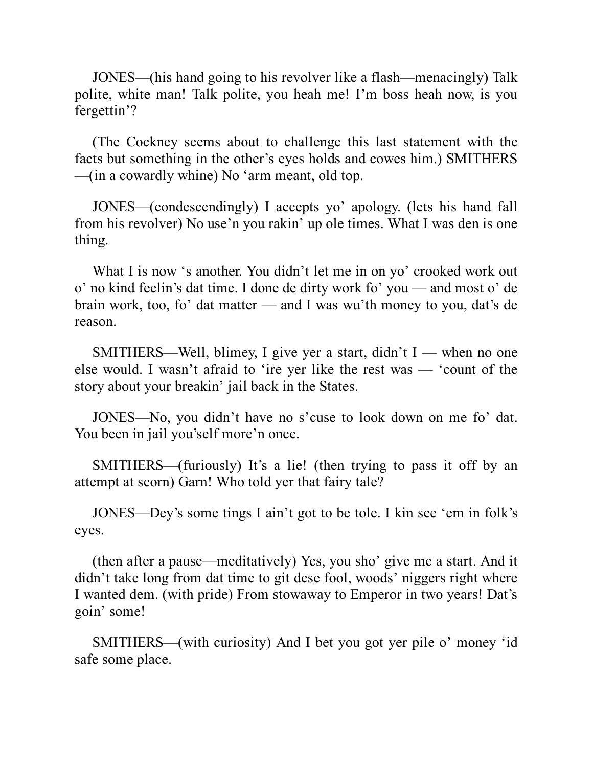JONES—(his hand going to his revolver like a flash—menacingly) Talk polite, white man! Talk polite, you heah me! I'm boss heah now, is you fergettin'?

(The Cockney seems about to challenge this last statement with the facts but something in the other's eyes holds and cowes him.) SMITHERS—(in a cowardly whine) No 'arm meant, old top.

JONES—(condescendingly) I accepts yo' apology. (lets his hand fall from his revolver) No use'n you rakin' up ole times. What I was den is one thing.

What I is now 's another. You didn't let me in on yo' crooked work out o' no kind feelin's dat time. I done de dirty work fo' you — and most o' de brain work, too, fo' dat matter — and I was wu'th money to you, dat's de reason.

SMITHERS—Well, blimey, I give yer a start, didn't I — when no one else would. I wasn't afraid to 'ire yer like the rest was — 'count of the story about your breakin' jail back in the States.

JONES—No, you didn't have no s'cuse to look down on me fo' dat. You been in jail you'self more'n once.

SMITHERS—(furiously) It's a lie! (then trying to pass it off by an attempt at scorn) Garn! Who told yer that fairy tale?

JONES—Dey's some tings I ain't got to be tole. I kin see 'em in folk's eyes.

(then after a pause—meditatively) Yes, you sho' give me a start. And it didn't take long from dat time to git dese fool, woods' niggers right where I wanted dem. (with pride) From stowaway to Emperor in two years! Dat's goin' some!

SMITHERS—(with curiosity) And I bet you got yer pile o' money 'id safe some place.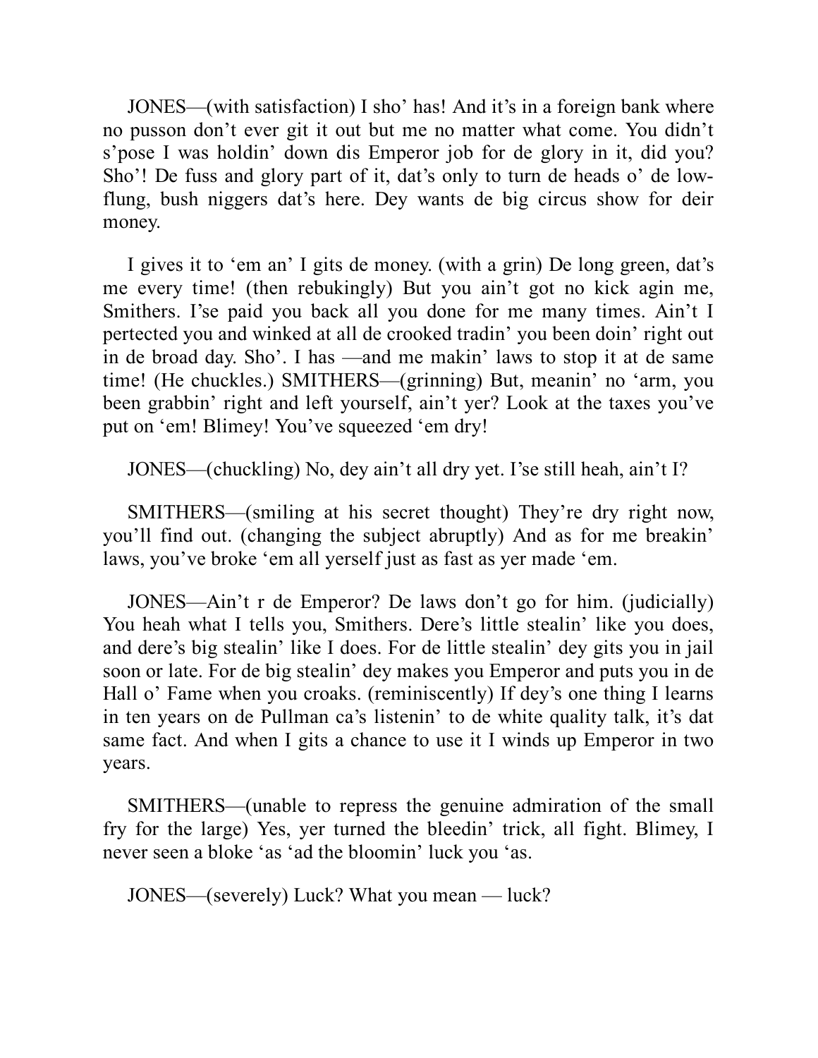JONES—(with satisfaction) I sho' has! And it's in a foreign bank where no pusson don't ever git it out but me no matter what come. You didn't s'pose I was holdin' down dis Emperor job for de glory in it, did you? Sho'! De fuss and glory part of it, dat's only to turn de heads o' de low-flung, bush niggers dat's here. Dey wants de big circus show for deir money.

I gives it to 'em an' I gits de money. (with a grin) De long green, dat's me every time! (then rebukingly) But you ain't got no kick agin me, Smithers. I'se paid you back all you done for me many times. Ain't I pertected you and winked at all de crooked tradin' you been doin' right out in de broad day. Sho'. I has —and me makin' laws to stop it at de same time! (He chuckles.) SMITHERS—(grinning) But, meanin' no 'arm, you been grabbin' right and left yourself, ain't yer? Look at the taxes you've put on 'em! Blimey! You've squeezed 'em dry!

JONES—(chuckling) No, dey ain't all dry yet. I'se still heah, ain't I?

SMITHERS—(smiling at his secret thought) They're dry right now, you'll find out. (changing the subject abruptly) And as for me breakin' laws, you've broke 'em all yerself just as fast as yer made 'em.

JONES—Ain't r de Emperor? De laws don't go for him. (judicially) You heah what I tells you, Smithers. Dere's little stealin' like you does, and dere's big stealin' like I does. For de little stealin' dey gits you in jail soon or late. For de big stealin' dey makes you Emperor and puts you in de Hall o' Fame when you croaks. (reminiscently) If dey's one thing I learns in ten years on de Pullman ca's listenin' to de white quality talk, it's dat same fact. And when I gits a chance to use it I winds up Emperor in two years.

SMITHERS—(unable to repress the genuine admiration of the small fry for the large) Yes, yer turned the bleedin' trick, all fight. Blimey, I never seen a bloke 'as 'ad the bloomin' luck you 'as.

JONES—(severely) Luck? What you mean — luck?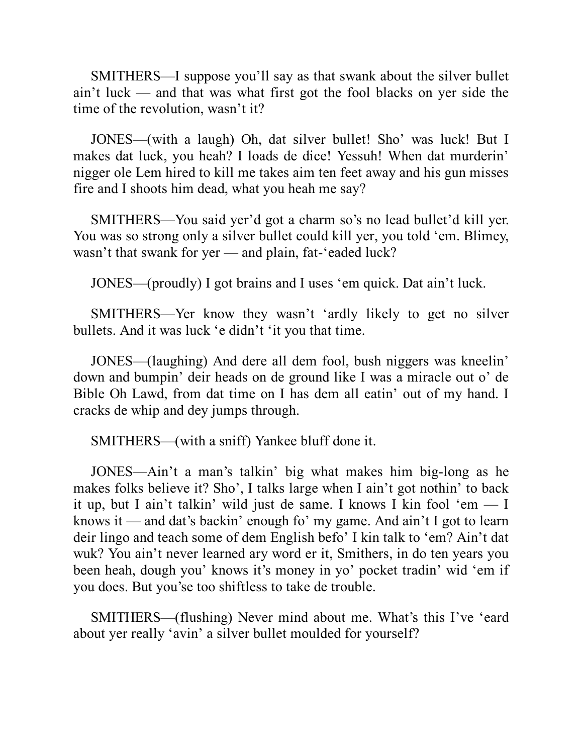SMITHERS—I suppose you'll say as that swank about the silver bullet ain't luck — and that was what first got the fool blacks on yer side the time of the revolution, wasn't it?

JONES—(with a laugh) Oh, dat silver bullet! Sho' was luck! But I makes dat luck, you heah? I loads de dice! Yessuh! When dat murderin' nigger ole Lem hired to kill me takes aim ten feet away and his gun misses fire and I shoots him dead, what you heah me say?

SMITHERS—You said yer'd got a charm so's no lead bullet'd kill yer. You was so strong only a silver bullet could kill yer, you told 'em. Blimey, wasn't that swank for yer — and plain, fat-'eaded luck?

JONES—(proudly) I got brains and I uses 'em quick. Dat ain't luck.

SMITHERS—Yer know they wasn't 'ardly likely to get no silver bullets. And it was luck 'e didn't 'it you that time.

JONES—(laughing) And dere all dem fool, bush niggers was kneelin' down and bumpin' deir heads on de ground like I was a miracle out o' de Bible Oh Lawd, from dat time on I has dem all eatin' out of my hand. I cracks de whip and dey jumps through.

SMITHERS—(with a sniff) Yankee bluff done it.

JONES—Ain't a man's talkin' big what makes him big-long as he makes folks believe it? Sho', I talks large when I ain't got nothin' to back it up, but I ain't talkin' wild just de same. I knows I kin fool 'em — I knows it — and dat's backin' enough fo' my game. And ain't I got to learn deir lingo and teach some of dem English befo' I kin talk to 'em? Ain't dat wuk? You ain't never learned ary word er it, Smithers, in do ten years you been heah, dough you' knows it's money in yo' pocket tradin' wid 'em if you does. But you'se too shiftless to take de trouble.

SMITHERS—(flushing) Never mind about me. What's this I've 'eard about yer really 'avin' a silver bullet moulded for yourself?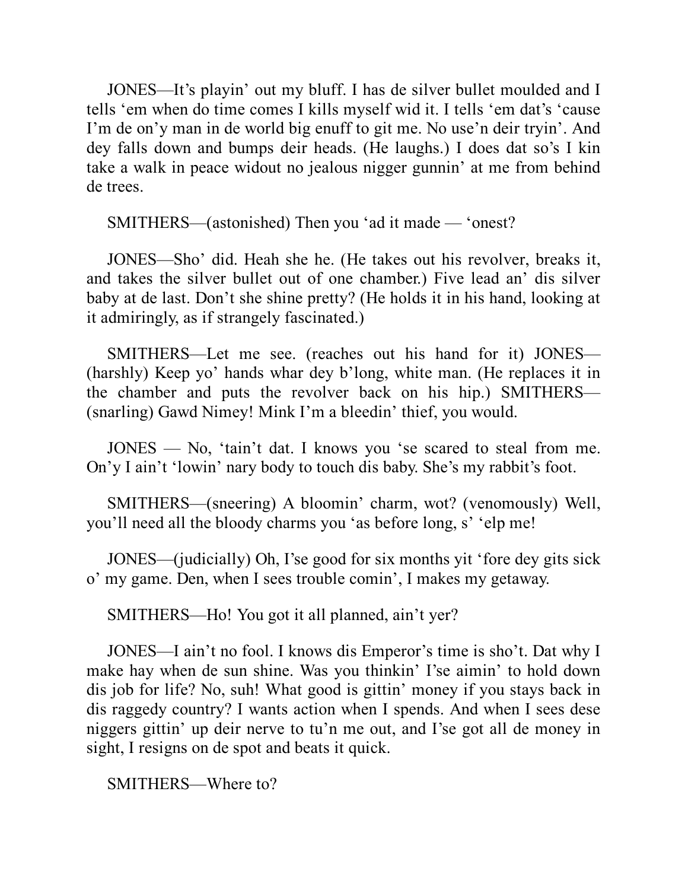JONES—It's playin' out my bluff. I has de silver bullet moulded and I tells 'em when do time comes I kills myself wid it. I tells 'em dat's 'cause I'm de on'y man in de world big enuff to git me. No use'n deir tryin'. And dey falls down and bumps deir heads. (He laughs.) I does dat so's I kin take a walk in peace widout no jealous nigger gunnin' at me from behind de trees.

SMITHERS—(astonished) Then you 'ad it made — 'onest?

JONES—Sho' did. Heah she he. (He takes out his revolver, breaks it, and takes the silver bullet out of one chamber.) Five lead an' dis silver baby at de last. Don't she shine pretty? (He holds it in his hand, looking at it admiringly, as if strangely fascinated.)

SMITHERS—Let me see. (reaches out his hand for it) JONES—(harshly) Keep yo' hands whar dey b'long, white man. (He replaces it in the chamber and puts the revolver back on his hip.) SMITHERS—(snarling) Gawd Nimey! Mink I'm a bleedin' thief, you would.

JONES — No, 'tain't dat. I knows you 'se scared to steal from me. On'y I ain't 'lowin' nary body to touch dis baby. She's my rabbit's foot.

SMITHERS—(sneering) A bloomin' charm, wot? (venomously) Well, you'll need all the bloody charms you 'as before long, s' 'elp me!

JONES—(judicially) Oh, I'se good for six months yit 'fore dey gits sick o' my game. Den, when I sees trouble comin', I makes my getaway.

SMITHERS—Ho! You got it all planned, ain't yer?

JONES—I ain't no fool. I knows dis Emperor's time is sho't. Dat why I make hay when de sun shine. Was you thinkin' I'se aimin' to hold down dis job for life? No, suh! What good is gittin' money if you stays back in dis raggedy country? I wants action when I spends. And when I sees dese niggers gittin' up deir nerve to tu'n me out, and I'se got all de money in sight, I resigns on de spot and beats it quick.

SMITHERS—Where to?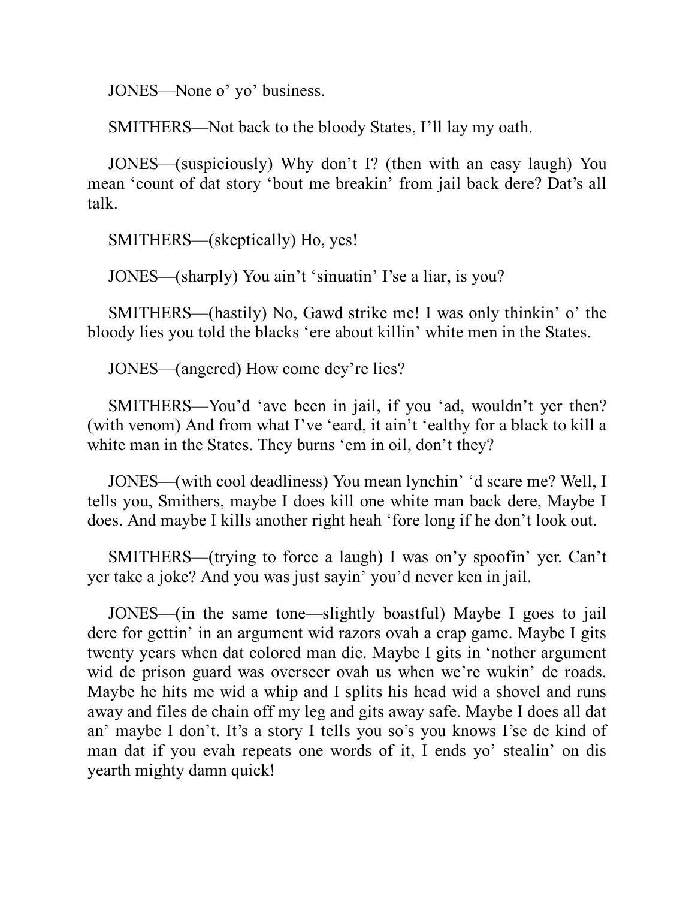JONES—None o' yo' business.

SMITHERS—Not back to the bloody States, I'll lay my oath.

JONES—(suspiciously) Why don't I? (then with an easy laugh) You mean 'count of dat story 'bout me breakin' from jail back dere? Dat's all talk.

SMITHERS—(skeptically) Ho, yes!

JONES—(sharply) You ain't 'sinuatin' I'se a liar, is you?

SMITHERS—(hastily) No, Gawd strike me! I was only thinkin' o' the bloody lies you told the blacks 'ere about killin' white men in the States.

JONES—(angered) How come dey're lies?

SMITHERS—You'd 'ave been in jail, if you 'ad, wouldn't yer then? (with venom) And from what I've 'eard, it ain't 'ealthy for a black to kill a white man in the States. They burns 'em in oil, don't they?

JONES—(with cool deadliness) You mean lynchin' 'd scare me? Well, I tells you, Smithers, maybe I does kill one white man back dere, Maybe I does. And maybe I kills another right heah 'fore long if he don't look out.

SMITHERS—(trying to force a laugh) I was on'y spoofin' yer. Can't yer take a joke? And you was just sayin' you'd never ken in jail.

JONES—(in the same tone—slightly boastful) Maybe I goes to jail dere for gettin' in an argument wid razors ovah a crap game. Maybe I gits twenty years when dat colored man die. Maybe I gits in 'nother argument wid de prison guard was overseer ovah us when we're wukin' de roads. Maybe he hits me wid a whip and I splits his head wid a shovel and runs away and files de chain off my leg and gits away safe. Maybe I does all dat an' maybe I don't. It's a story I tells you so's you knows I'se de kind of man dat if you evah repeats one words of it, I ends yo' stealin' on dis yearth mighty damn quick!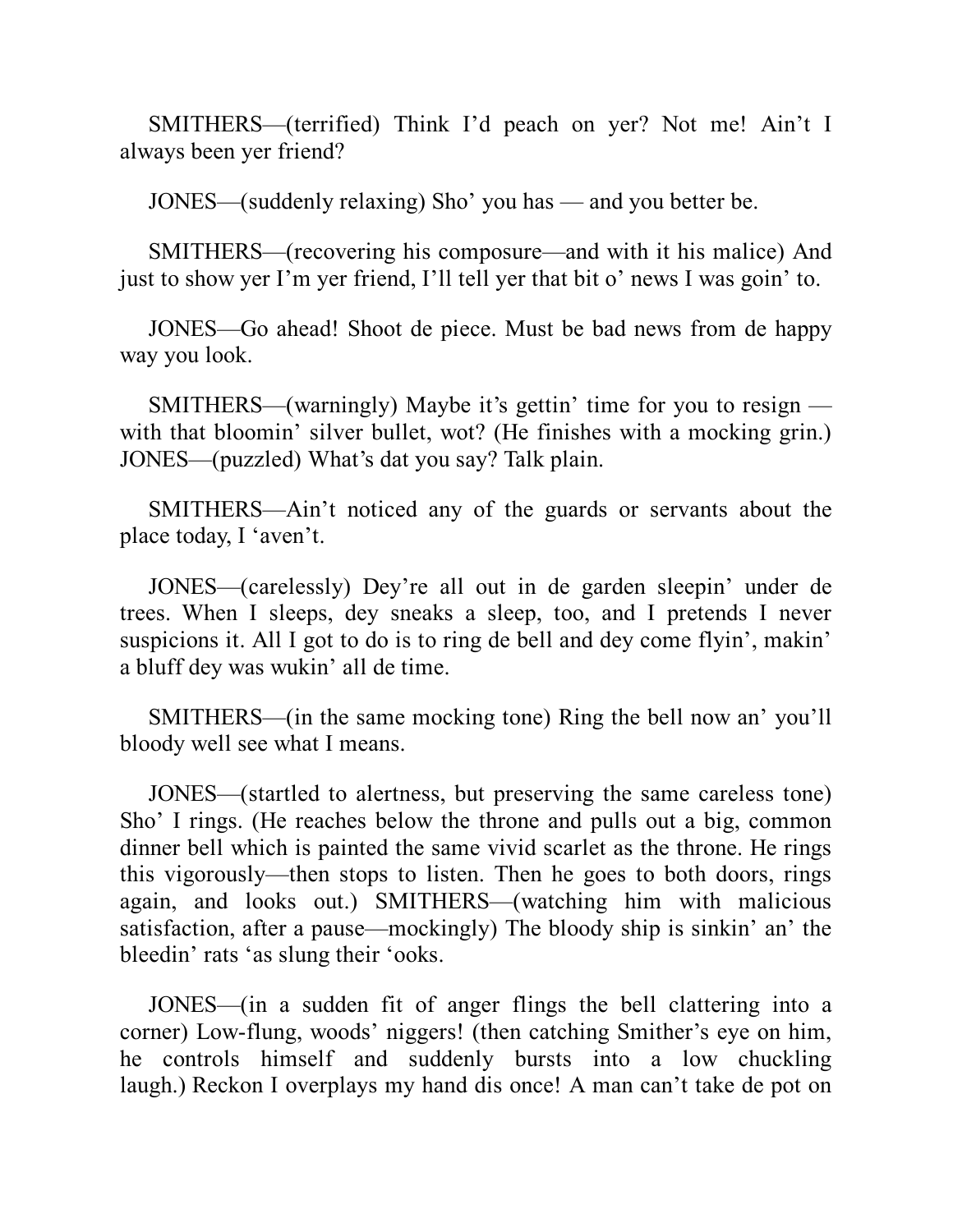SMITHERS—(terrified) Think I'd peach on yer? Not me! Ain't I always been yer friend?

JONES—(suddenly relaxing) Sho' you has — and you better be.

SMITHERS—(recovering his composure—and with it his malice) And just to show yer I'm yer friend, I'll tell yer that bit o' news I was goin' to.

JONES—Go ahead! Shoot de piece. Must be bad news from de happy way you look.

SMITHERS—(warningly) Maybe it's gettin' time for you to resign — with that bloomin' silver bullet, wot? (He finishes with a mocking grin.) JONES—(puzzled) What's dat you say? Talk plain.

SMITHERS—Ain't noticed any of the guards or servants about the place today, I 'aven't.

JONES—(carelessly) Dey're all out in de garden sleepin' under de trees. When I sleeps, dey sneaks a sleep, too, and I pretends I never suspicions it. All I got to do is to ring de bell and dey come flyin', makin' a bluff dey was wukin' all de time.

SMITHERS—(in the same mocking tone) Ring the bell now an' you'll bloody well see what I means.

JONES—(startled to alertness, but preserving the same careless tone) Sho' I rings. (He reaches below the throne and pulls out a big, common dinner bell which is painted the same vivid scarlet as the throne. He rings this vigorously—then stops to listen. Then he goes to both doors, rings again, and looks out.) SMITHERS—(watching him with malicious satisfaction, after a pause—mockingly) The bloody ship is sinkin' an' the bleedin' rats 'as slung their 'ooks.

JONES—(in a sudden fit of anger flings the bell clattering into a corner) Low-flung, woods' niggers! (then catching Smither's eye on him, he controls himself and suddenly bursts into a low chuckling laugh.) Reckon I overplays my hand dis once! A man can't take de pot on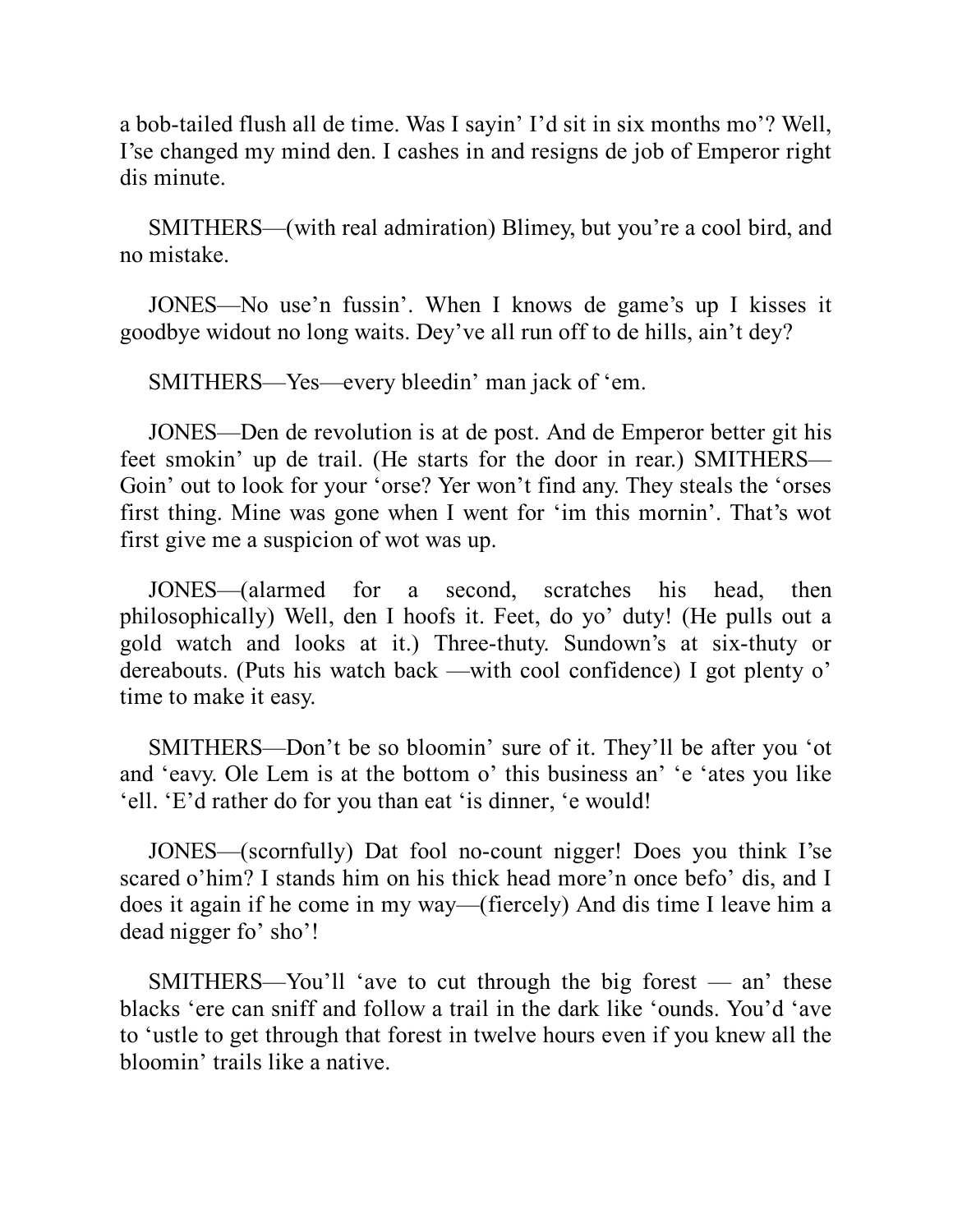a bob-tailed flush all de time. Was I sayin' I'd sit in six months mo'? Well, I'se changed my mind den. I cashes in and resigns de job of Emperor right dis minute.

SMITHERS—(with real admiration) Blimey, but you're a cool bird, and no mistake.

JONES—No use'n fussin'. When I knows de game's up I kisses it goodbye widout no long waits. Dey've all run off to de hills, ain't dey?

SMITHERS—Yes—every bleedin' man jack of 'em.

JONES—Den de revolution is at de post. And de Emperor better git his feet smokin' up de trail. (He starts for the door in rear.) SMITHERS—Goin' out to look for your 'orse? Yer won't find any. They steals the 'orses first thing. Mine was gone when I went for 'im this mornin'. That's wot first give me a suspicion of wot was up.

JONES—(alarmed for a second, scratches his head, then philosophically) Well, den I hoofs it. Feet, do yo' duty! (He pulls out a gold watch and looks at it.) Three-thuty. Sundown's at six-thuty or dereabouts. (Puts his watch back —with cool confidence) I got plenty o' time to make it easy.

SMITHERS—Don't be so bloomin' sure of it. They'll be after you 'ot and 'eavy. Ole Lem is at the bottom o' this business an' 'e 'ates you like 'ell. 'E'd rather do for you than eat 'is dinner, 'e would!

JONES—(scornfully) Dat fool no-count nigger! Does you think I'se scared o'him? I stands him on his thick head more'n once befo' dis, and I does it again if he come in my way—(fiercely) And dis time I leave him a dead nigger fo' sho'!

SMITHERS—You'll 'ave to cut through the big forest — an' these blacks 'ere can sniff and follow a trail in the dark like 'ounds. You'd 'ave to 'ustle to get through that forest in twelve hours even if you knew all the bloomin' trails like a native.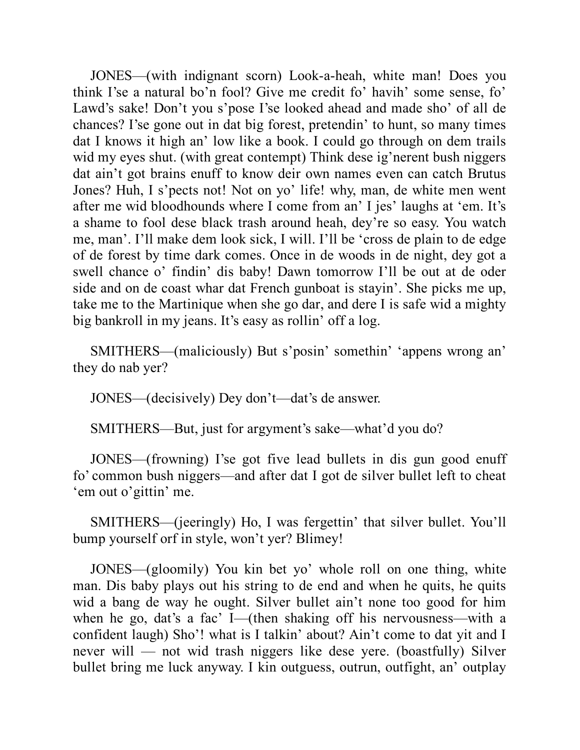JONES—(with indignant scorn) Look-a-heah, white man! Does you think I'se a natural bo'n fool? Give me credit fo' havih' some sense, fo' Lawd's sake! Don't you s'pose I'se looked ahead and made sho' of all de chances? I'se gone out in dat big forest, pretendin' to hunt, so many times dat I knows it high an' low like a book. I could go through on dem trails wid my eyes shut. (with great contempt) Think dese ig'nerent bush niggers dat ain't got brains enuff to know deir own names even can catch Brutus Jones? Huh, I s'pects not! Not on yo' life! why, man, de white men went after me wid bloodhounds where I come from an' I jes' laughs at 'em. It's a shame to fool dese black trash around heah, dey're so easy. You watch me, man'. I'll make dem look sick, I will. I'll be 'cross de plain to de edge of de forest by time dark comes. Once in de woods in de night, dey got a swell chance o' findin' dis baby! Dawn tomorrow I'll be out at de oder side and on de coast whar dat French gunboat is stayin'. She picks me up, take me to the Martinique when she go dar, and dere I is safe wid a mighty big bankroll in my jeans. It's easy as rollin' off a log.

SMITHERS—(maliciously) But s'posin' somethin' 'appens wrong an' they do nab yer?

JONES—(decisively) Dey don't—dat's de answer.

SMITHERS—But, just for argyment's sake—what'd you do?

JONES—(frowning) I'se got five lead bullets in dis gun good enuff fo' common bush niggers—and after dat I got de silver bullet left to cheat 'em out o'gittin' me.

SMITHERS—(jeeringly) Ho, I was fergettin' that silver bullet. You'll bump yourself orf in style, won't yer? Blimey!

JONES—(gloomily) You kin bet yo' whole roll on one thing, white man. Dis baby plays out his string to de end and when he quits, he quits wid a bang de way he ought. Silver bullet ain't none too good for him when he go, dat's a fac' I—(then shaking off his nervousness—with a confident laugh) Sho'! what is I talkin' about? Ain't come to dat yit and I never will — not wid trash niggers like dese yere. (boastfully) Silver bullet bring me luck anyway. I kin outguess, outrun, outfight, an' outplay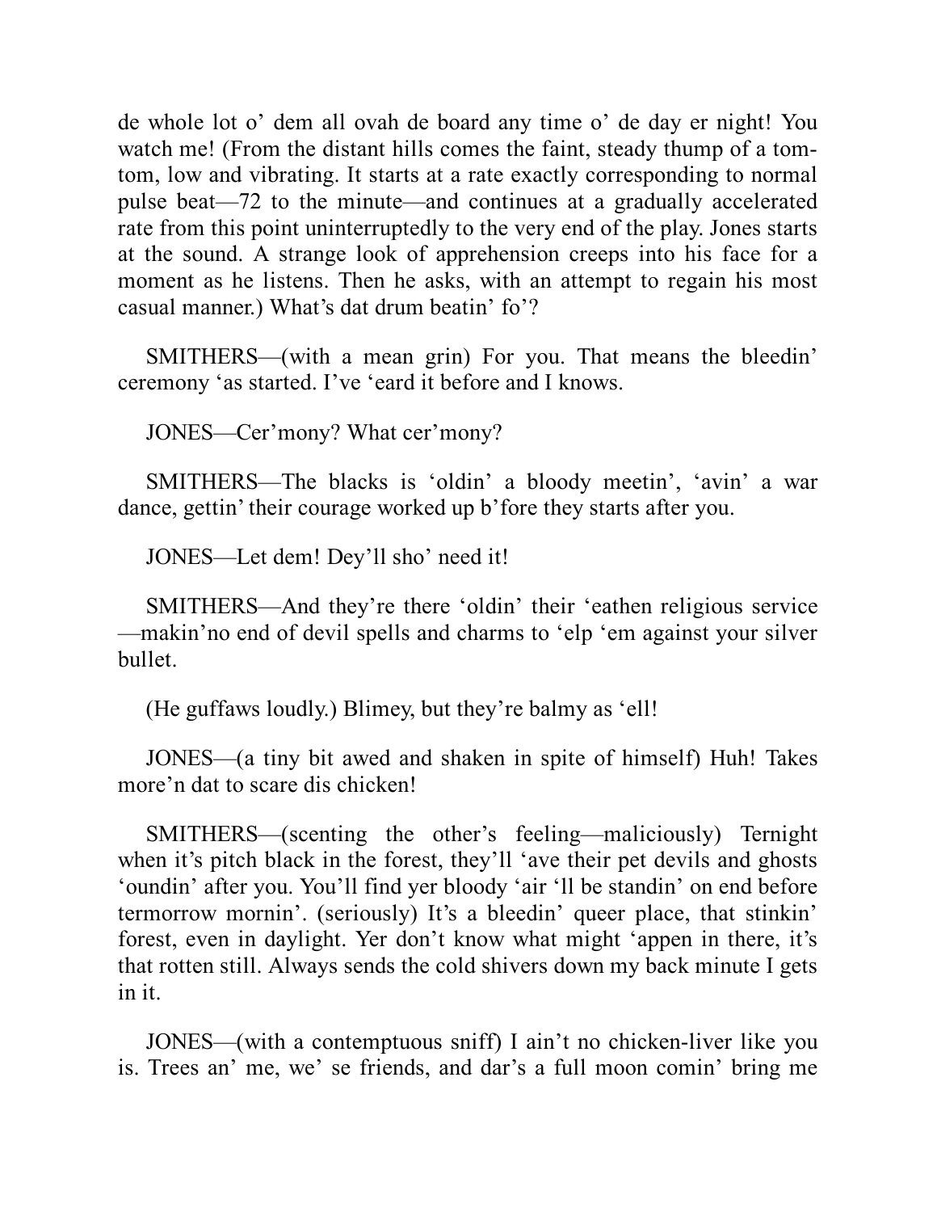de whole lot o' dem all ovah de board any time o' de day er night! You watch me! (From the distant hills comes the faint, steady thump of a tom-tom, low and vibrating. It starts at a rate exactly corresponding to normal pulse beat—72 to the minute—and continues at a gradually accelerated rate from this point uninterruptedly to the very end of the play. Jones starts at the sound. A strange look of apprehension creeps into his face for a moment as he listens. Then he asks, with an attempt to regain his most casual manner.) What's dat drum beatin' fo'?

SMITHERS—(with a mean grin) For you. That means the bleedin' ceremony 'as started. I've 'eard it before and I knows.

JONES—Cer'mony? What cer'mony?

SMITHERS—The blacks is 'oldin' a bloody meetin', 'avin' a war dance, gettin' their courage worked up b'fore they starts after you.

JONES—Let dem! Dey'll sho' need it!

SMITHERS—And they're there 'oldin' their 'eathen religious service—makin'no end of devil spells and charms to 'elp 'em against your silver bullet.

(He guffaws loudly.) Blimey, but they're balmy as 'ell!

JONES—(a tiny bit awed and shaken in spite of himself) Huh! Takes more'n dat to scare dis chicken!

SMITHERS—(scenting the other's feeling—maliciously) Ternight when it's pitch black in the forest, they'll 'ave their pet devils and ghosts 'oundin' after you. You'll find yer bloody 'air 'll be standin' on end before termorrow mornin'. (seriously) It's a bleedin' queer place, that stinkin' forest, even in daylight. Yer don't know what might 'appen in there, it's that rotten still. Always sends the cold shivers down my back minute I gets in it.

JONES—(with a contemptuous sniff) I ain't no chicken-liver like you is. Trees an' me, we' se friends, and dar's a full moon comin' bring me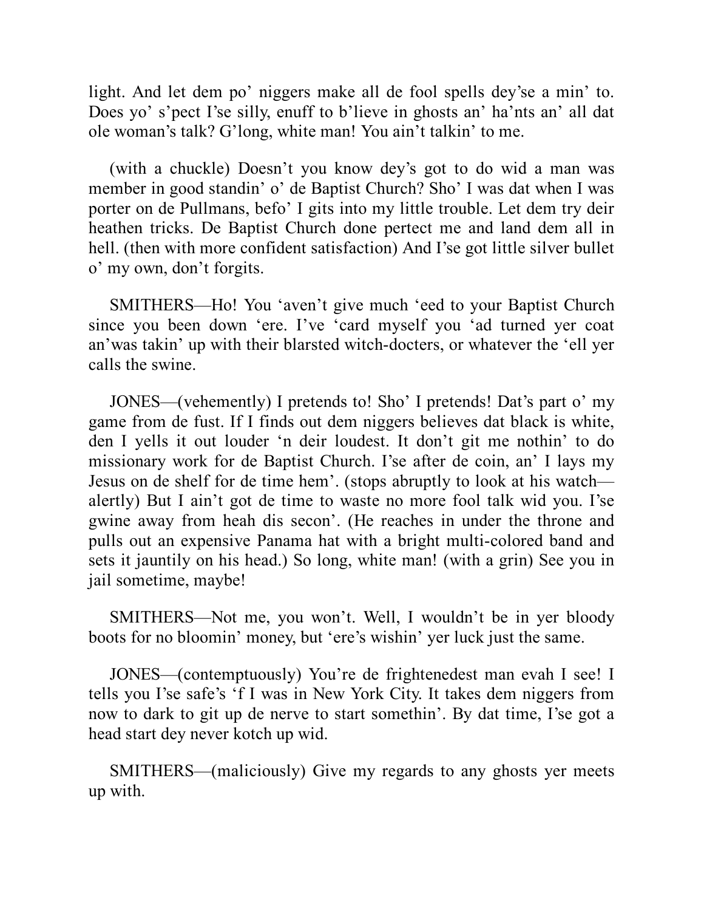light. And let dem po' niggers make all de fool spells dey'se a min' to. Does yo' s'pect I'se silly, enuff to b'lieve in ghosts an' ha'nts an' all dat ole woman's talk? G'long, white man! You ain't talkin' to me.

(with a chuckle) Doesn't you know dey's got to do wid a man was member in good standin' o' de Baptist Church? Sho' I was dat when I was porter on de Pullmans, befo' I gits into my little trouble. Let dem try deir heathen tricks. De Baptist Church done pertect me and land dem all in hell. (then with more confident satisfaction) And I'se got little silver bullet o' my own, don't forgits.

SMITHERS—Ho! You 'aven't give much 'eed to your Baptist Church since you been down 'ere. I've 'eard myself you 'ad turned yer coat an'was takin' up with their blarsted witch-docters, or whatever the 'ell yer calls the swine.

JONES—(vehemently) I pretends to! Sho' I pretends! Dat's part o' my game from de fust. If I finds out dem niggers believes dat black is white, den I yells it out louder 'n deir loudest. It don't git me nothin' to do missionary work for de Baptist Church. I'se after de coin, an' I lays my Jesus on de shelf for de time bein'. (stops abruptly to look at his watch—alertly) But I ain't got de time to waste no more fool talk wid you. I'se gwine away from heah dis secon'. (He reaches in under the throne and pulls out an expensive Panama hat with a bright multi-colored band and sets it jauntily on his head.) So long, white man! (with a grin) See you in jail sometime, maybe!

SMITHERS—Not me, you won't. Well, I wouldn't be in yer bloody boots for no bloomin' money, but 'ere's wishin' yer luck just the same.

JONES—(contemptuously) You're de frightenedest man evah I see! I tells you I'se safe's 'f I was in New York City. It takes dem niggers from now to dark to git up de nerve to start somethin'. By dat time, I'se got a head start dey never kotch up wid.

SMITHERS—(maliciously) Give my regards to any ghosts yer meets up with.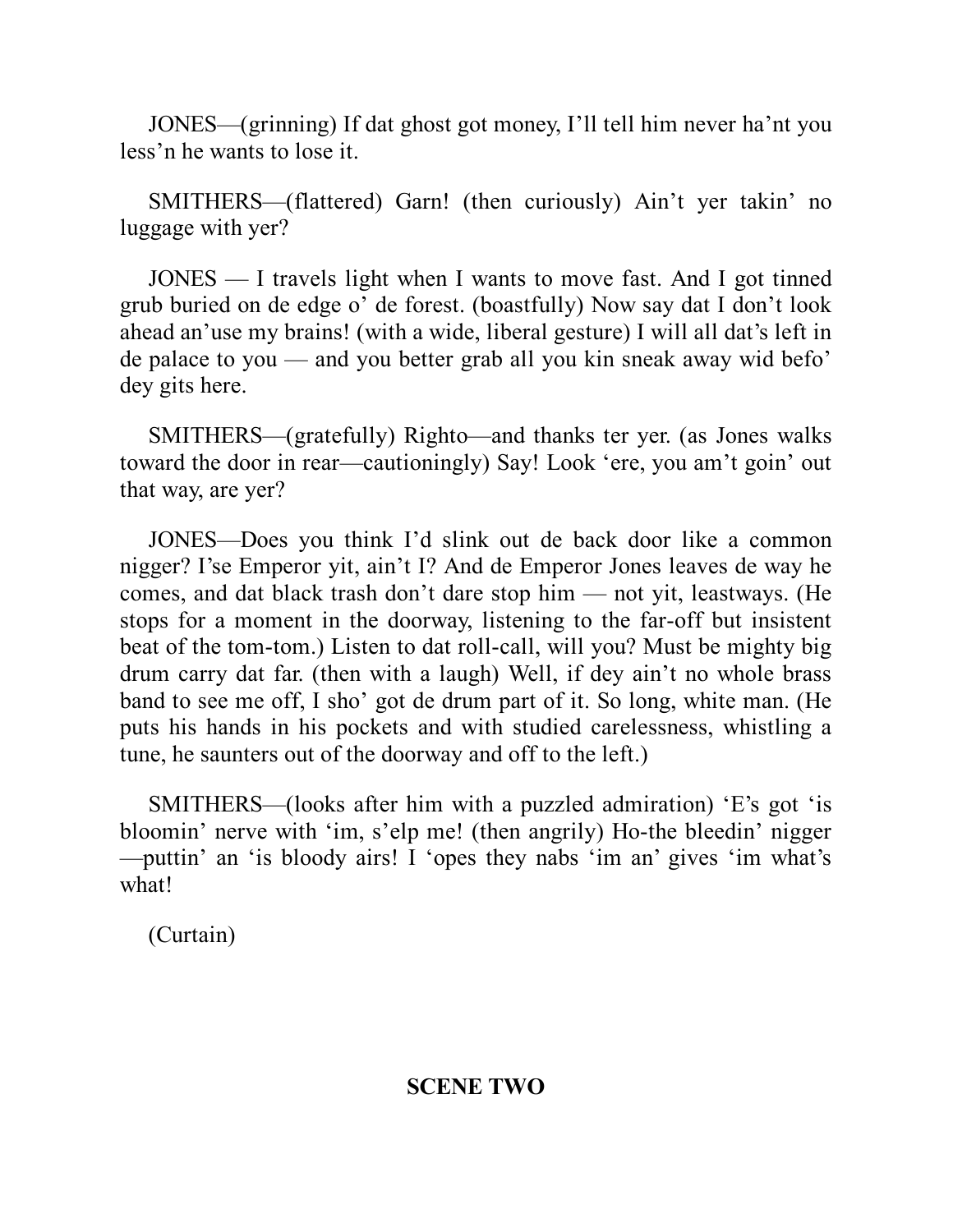JONES—(grinning) If dat ghost got money, I'll tell him never ha'nt you less'n he wants to lose it.

SMITHERS—(flattered) Garn! (then curiously) Ain't yer takin' no luggage with yer?

JONES — I travels light when I wants to move fast. And I got tinned grub buried on de edge o' de forest. (boastfully) Now say dat I don't look ahead an'use my brains! (with a wide, liberal gesture) I will all dat's left in de palace to you — and you better grab all you kin sneak away wid befo' dey gits here.

SMITHERS—(gratefully) Righto—and thanks ter yer. (as Jones walks toward the door in rear—cautioningly) Say! Look 'ere, you am't goin' out that way, are yer?

JONES—Does you think I'd slink out de back door like a common nigger? I'se Emperor yit, ain't I? And de Emperor Jones leaves de way he comes, and dat black trash don't dare stop him — not yit, leastways. (He stops for a moment in the doorway, listening to the far-off but insistent beat of the tom-tom.) Listen to dat roll-call, will you? Must be mighty big drum carry dat far. (then with a laugh) Well, if dey ain't no whole brass band to see me off, I sho' got de drum part of it. So long, white man. (He puts his hands in his pockets and with studied carelessness, whistling a tune, he saunters out of the doorway and off to the left.)

SMITHERS—(looks after him with a puzzled admiration) 'E's got 'is bloomin' nerve with 'im, s'elp me! (then angrily) Ho-the bleedin' nigger—puttin' an 'is bloody airs! I 'opes they nabs 'im an' gives 'im what's what!

(Curtain)

## SCENE TWO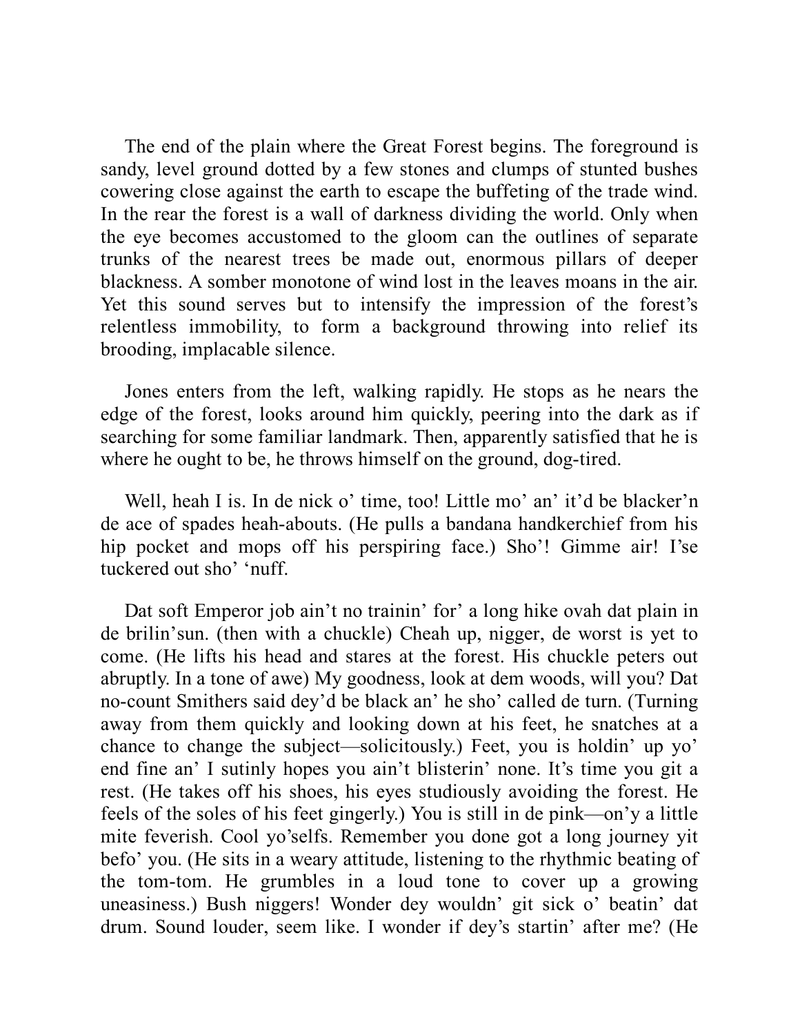The end of the plain where the Great Forest begins. The foreground is sandy, level ground dotted by a few stones and clumps of stunted bushes cowering close against the earth to escape the buffeting of the trade wind. In the rear the forest is a wall of darkness dividing the world. Only when the eye becomes accustomed to the gloom can the outlines of separate trunks of the nearest trees be made out, enormous pillars of deeper blackness. A somber monotone of wind lost in the leaves moans in the air. Yet this sound serves but to intensify the impression of the forest's relentless immobility, to form a background throwing into relief its brooding, implacable silence.

Jones enters from the left, walking rapidly. He stops as he nears the edge of the forest, looks around him quickly, peering into the dark as if searching for some familiar landmark. Then, apparently satisfied that he is where he ought to be, he throws himself on the ground, dog-tired.

Well, heah I is. In de nick o' time, too! Little mo' an' it'd be blacker'n de ace of spades heah-abouts. (He pulls a bandana handkerchief from his hip pocket and mops off his perspiring face.) Sho'! Gimme air! I'se tuckered out sho' 'nuff.

Dat soft Emperor job ain't no trainin' for' a long hike ovah dat plain in de brilin'sun. (then with a chuckle) Cheah up, nigger, de worst is yet to come. (He lifts his head and stares at the forest. His chuckle peters out abruptly. In a tone of awe) My goodness, look at dem woods, will you? Dat no-count Smithers said dey'd be black an' he sho' called de turn. (Turning away from them quickly and looking down at his feet, he snatches at a chance to change the subject—solicitously.) Feet, you is holdin' up yo' end fine an' I sutinly hopes you ain't blisterin' none. It's time you git a rest. (He takes off his shoes, his eyes studiously avoiding the forest. He feels of the soles of his feet gingerly.) You is still in de pink—on'y a little mite feverish. Cool yo'selfs. Remember you done got a long journey yit befo' you. (He sits in a weary attitude, listening to the rhythmic beating of the tom-tom. He grumbles in a loud tone to cover up a growing uneasiness.) Bush niggers! Wonder dey wouldn' git sick o' beatin' dat drum. Sound louder, seem like. I wonder if dey's startin' after me? (He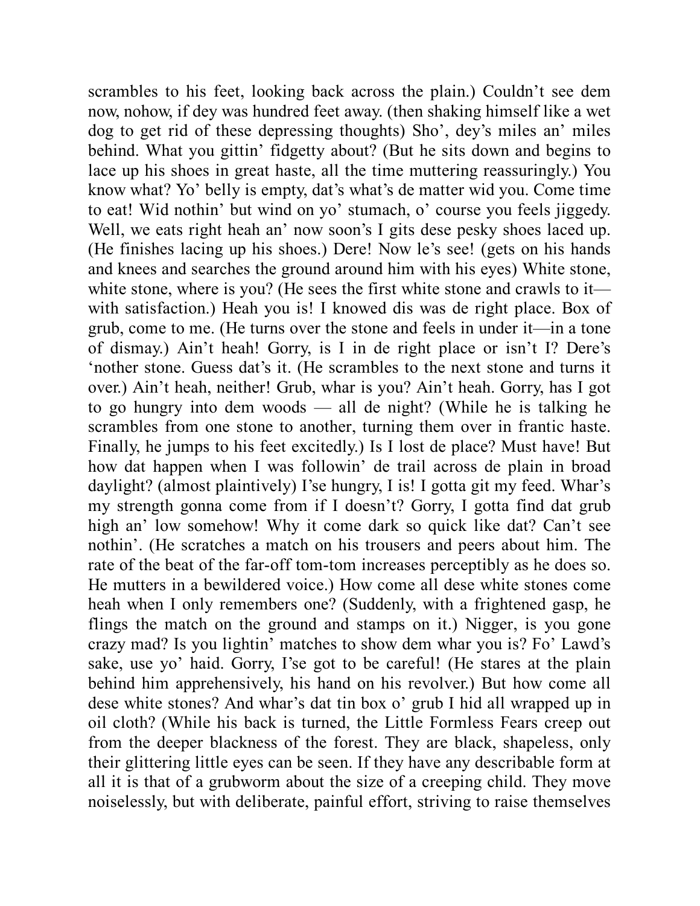scrambles to his feet, looking back across the plain.) Couldn't see dem now, nohow, if dey was hundred feet away. (then shaking himself like a wet dog to get rid of these depressing thoughts) Sho', dey's miles an' miles behind. What you gittin' fidgetty about? (But he sits down and begins to lace up his shoes in great haste, all the time muttering reassuringly.) You know what? Yo' belly is empty, dat's what's de matter wid you. Come time to eat! Wid nothin' but wind on yo' stumach, o' course you feels jiggedy. Well, we eats right heah an' now soon's I gits dese pesky shoes laced up. (He finishes lacing up his shoes.) Dere! Now le's see! (gets on his hands and knees and searches the ground around him with his eyes) White stone, white stone, where is you? (He sees the first white stone and crawls to it—with satisfaction.) Heah you is! I knowed dis was de right place. Box of grub, come to me. (He turns over the stone and feels in under it—in a tone of dismay.) Ain't heah! Gorry, is I in de right place or isn't I? Dere's 'nother stone. Guess dat's it. (He scrambles to the next stone and turns it over.) Ain't heah, neither! Grub, whar is you? Ain't heah. Gorry, has I got to go hungry into dem woods — all de night? (While he is talking he scrambles from one stone to another, turning them over in frantic haste. Finally, he jumps to his feet excitedly.) Is I lost de place? Must have! But how dat happen when I was followin' de trail across de plain in broad daylight? (almost plaintively) I'se hungry, I is! I gotta git my feed. Whar's my strength gonna come from if I doesn't? Gorry, I gotta find dat grub high an' low somehow! Why it come dark so quick like dat? Can't see nothin'. (He scratches a match on his trousers and peers about him. The rate of the beat of the far-off tom-tom increases perceptibly as he does so. He mutters in a bewildered voice.) How come all dese white stones come heah when I only remembers one? (Suddenly, with a frightened gasp, he flings the match on the ground and stamps on it.) Nigger, is you gone crazy mad? Is you lightin' matches to show dem whar you is? Fo' Lawd's sake, use yo' haid. Gorry, I'se got to be careful! (He stares at the plain behind him apprehensively, his hand on his revolver.) But how come all dese white stones? And whar's dat tin box o' grub I hid all wrapped up in oil cloth? (While his back is turned, the Little Formless Fears creep out from the deeper blackness of the forest. They are black, shapeless, only their glittering little eyes can be seen. If they have any describable form at all it is that of a grubworm about the size of a creeping child. They move noiselessly, but with deliberate, painful effort, striving to raise themselves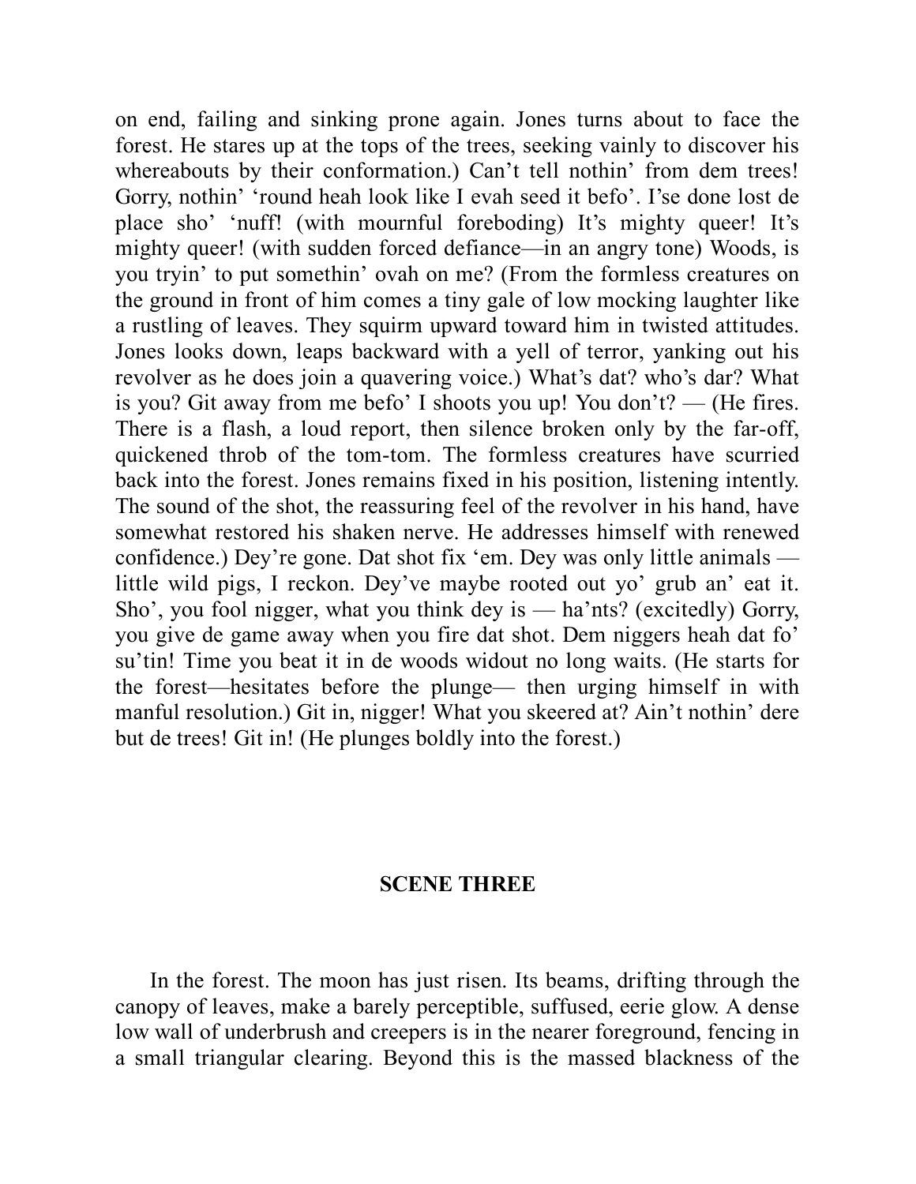on end, failing and sinking prone again. Jones turns about to face the forest. He stares up at the tops of the trees, seeking vainly to discover his whereabouts by their conformation.) Can't tell nothin' from dem trees! Gorry, nothin' 'round heah look like I evah seed it befo'. I'se done lost de place sho' 'nuff! (with mournful foreboding) It's mighty queer! It's mighty queer! (with sudden forced defiance—in an angry tone) Woods, is you tryin' to put somethin' ovah on me? (From the formless creatures on the ground in front of him comes a tiny gale of low mocking laughter like a rustling of leaves. They squirm upward toward him in twisted attitudes. Jones looks down, leaps backward with a yell of terror, yanking out his revolver as he does join a quavering voice.) What's dat? who's dar? What is you? Git away from me befo' I shoots you up! You don't? — (He fires. There is a flash, a loud report, then silence broken only by the far-off, quickened throb of the tom-tom. The formless creatures have scurried back into the forest. Jones remains fixed in his position, listening intently. The sound of the shot, the reassuring feel of the revolver in his hand, have somewhat restored his shaken nerve. He addresses himself with renewed confidence.) Dey're gone. Dat shot fix 'em. Dey was only little animals — little wild pigs, I reckon. Dey've maybe rooted out yo' grub an' eat it. Sho', you fool nigger, what you think dey is — ha'nts? (excitedly) Gorry, you give de game away when you fire dat shot. Dem niggers heah dat fo' su'tin! Time you beat it in de woods widout no long waits. (He starts for the forest—hesitates before the plunge— then urging himself in with manful resolution.) Git in, nigger! What you skeered at? Ain't nothin' dere but de trees! Git in! (He plunges boldly into the forest.)

## SCENE THREE

In the forest. The moon has just risen. Its beams, drifting through the canopy of leaves, make a barely perceptible, suffused, eerie glow. A dense low wall of underbrush and creepers is in the nearer foreground, fencing in a small triangular clearing. Beyond this is the massed blackness of the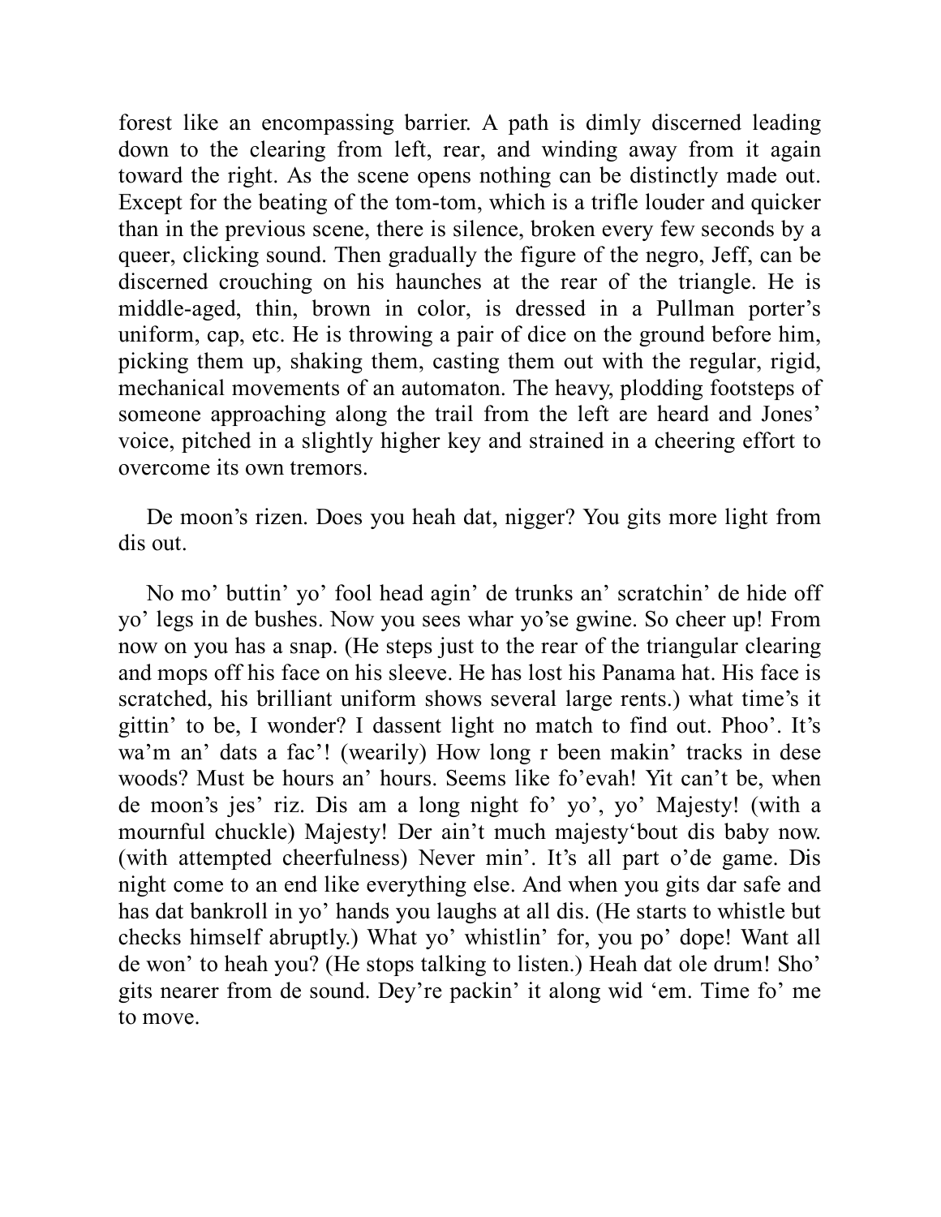forest like an encompassing barrier. A path is dimly discerned leading down to the clearing from left, rear, and winding away from it again toward the right. As the scene opens nothing can be distinctly made out. Except for the beating of the tom-tom, which is a trifle louder and quicker than in the previous scene, there is silence, broken every few seconds by a queer, clicking sound. Then gradually the figure of the negro, Jeff, can be discerned crouching on his haunches at the rear of the triangle. He is middle-aged, thin, brown in color, is dressed in a Pullman porter's uniform, cap, etc. He is throwing a pair of dice on the ground before him, picking them up, shaking them, casting them out with the regular, rigid, mechanical movements of an automaton. The heavy, plodding footsteps of someone approaching along the trail from the left are heard and Jones' voice, pitched in a slightly higher key and strained in a cheering effort to overcome its own tremors.

De moon's rizen. Does you heah dat, nigger? You gits more light from dis out.

No mo' buttin' yo' fool head agin' de trunks an' scratchin' de hide off yo' legs in de bushes. Now you sees whar yo'se gwine. So cheer up! From now on you has a snap. (He steps just to the rear of the triangular clearing and mops off his face on his sleeve. He has lost his Panama hat. His face is scratched, his brilliant uniform shows several large rents.) what time's it gittin' to be, I wonder? I dassent light no match to find out. Phoo'. It's wa'm an' dats a fac'! (wearily) How long r been makin' tracks in dese woods? Must be hours an' hours. Seems like fo'evah! Yit can't be, when de moon's jes' riz. Dis am a long night fo' yo', yo' Majesty! (with a mournful chuckle) Majesty! Der ain't much majesty'bout dis baby now. (with attempted cheerfulness) Never min'. It's all part o'de game. Dis night come to an end like everything else. And when you gits dar safe and has dat bankroll in yo' hands you laughs at all dis. (He starts to whistle but checks himself abruptly.) What yo' whistlin' for, you po' dope! Want all de won' to heah you? (He stops talking to listen.) Heah dat ole drum! Sho' gits nearer from de sound. Dey're packin' it along wid 'em. Time fo' me to move.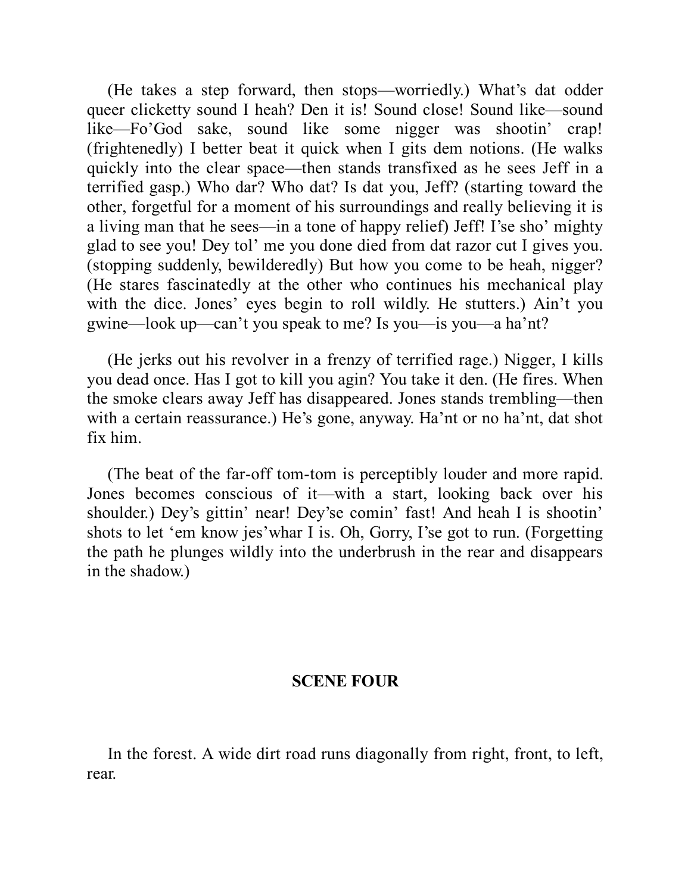(He takes a step forward, then stops—worriedly.) What's dat odder queer clicketty sound I heah? Den it is! Sound close! Sound like—sound like—Fo'God sake, sound like some nigger was shootin' crap! (frightenedly) I better beat it quick when I gits dem notions. (He walks quickly into the clear space—then stands transfixed as he sees Jeff in a terrified gasp.) Who dar? Who dat? Is dat you, Jeff? (starting toward the other, forgetful for a moment of his surroundings and really believing it is a living man that he sees—in a tone of happy relief) Jeff! I'se sho' mighty glad to see you! Dey tol' me you done died from dat razor cut I gives you. (stopping suddenly, bewilderedly) But how you come to be heah, nigger? (He stares fascinatedly at the other who continues his mechanical play with the dice. Jones' eyes begin to roll wildly. He stutters.) Ain't you gwine—look up—can't you speak to me? Is you—is you—a ha'nt?

(He jerks out his revolver in a frenzy of terrified rage.) Nigger, I kills you dead once. Has I got to kill you agin? You take it den. (He fires. When the smoke clears away Jeff has disappeared. Jones stands trembling—then with a certain reassurance.) He's gone, anyway. Ha'nt or no ha'nt, dat shot fix him.

(The beat of the far-off tom-tom is perceptibly louder and more rapid. Jones becomes conscious of it—with a start, looking back over his shoulder.) Dey's gittin' near! Dey'se comin' fast! And heah I is shootin' shots to let 'em know jes'whar I is. Oh, Gorry, I'se got to run. (Forgetting the path he plunges wildly into the underbrush in the rear and disappears in the shadow.)

## SCENE FOUR

In the forest. A wide dirt road runs diagonally from right, front, to left, rear.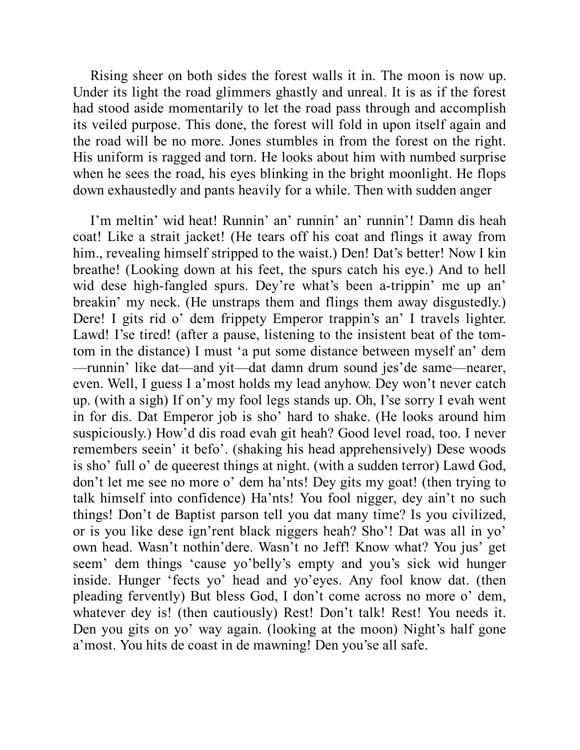Rising sheer on both sides the forest walls it in. The moon is now up. Under its light the road glimmers ghastly and unreal. It is as if the forest had stood aside momentarily to let the road pass through and accomplish its veiled purpose. This done, the forest will fold in upon itself again and the road will be no more. Jones stumbles in from the forest on the right. His uniform is ragged and torn. He looks about him with numbed surprise when he sees the road, his eyes blinking in the bright moonlight. He flops down exhaustedly and pants heavily for a while. Then with sudden anger

I'm meltin' wid heat! Runnin' an' runnin' an' runnin'! Damn dis heah coat! Like a strait jacket! (He tears off his coat and flings it away from him., revealing himself stripped to the waist.) Den! Dat's better! Now I kin breathe! (Looking down at his feet, the spurs catch his eye.) And to hell wid dese high-fangled spurs. Dey're what's been a-trippin' me up an' breakin' my neck. (He unstraps them and flings them away disgustedly.) Dere! I gits rid o' dem frippety Emperor trappin's an' I travels lighter. Lawd! I'se tired! (after a pause, listening to the insistent beat of the tom-tom in the distance) I must 'a put some distance between myself an' dem —runnin' like dat—and yit—dat damn drum sound jes'de same—nearer, even. Well, I guess I a'most holds my lead anyhow. Dey won't never catch up. (with a sigh) If on'y my fool legs stands up. Oh, I'se sorry I evah went in for dis. Dat Emperor job is sho' hard to shake. (He looks around him suspiciously.) How'd dis road evah git heah? Good level road, too. I never remembers seein' it befo'. (shaking his head apprehensively) Dese woods is sho' full o' de queerest things at night. (with a sudden terror) Lawd God, don't let me see no more o' dem ha'nts! Dey gits my goat! (then trying to talk himself into confidence) Ha'nts! You fool nigger, dey ain't no such things! Don't de Baptist parson tell you dat many time? Is you civilized, or is you like dese ign'rent black niggers heah? Sho'! Dat was all in yo' own head. Wasn't nothin'dere. Wasn't no Jeff! Know what? You jus' get seem' dem things 'cause yo'belly's empty and you's sick wid hunger inside. Hunger 'fects yo' head and yo'eyes. Any fool know dat. (then pleading fervently) But bless God, I don't come across no more o' dem, whatever dey is! (then cautiously) Rest! Don't talk! Rest! You needs it. Den you gits on yo' way again. (looking at the moon) Night's half gone a'most. You hits de coast in de mawning! Den you'se all safe.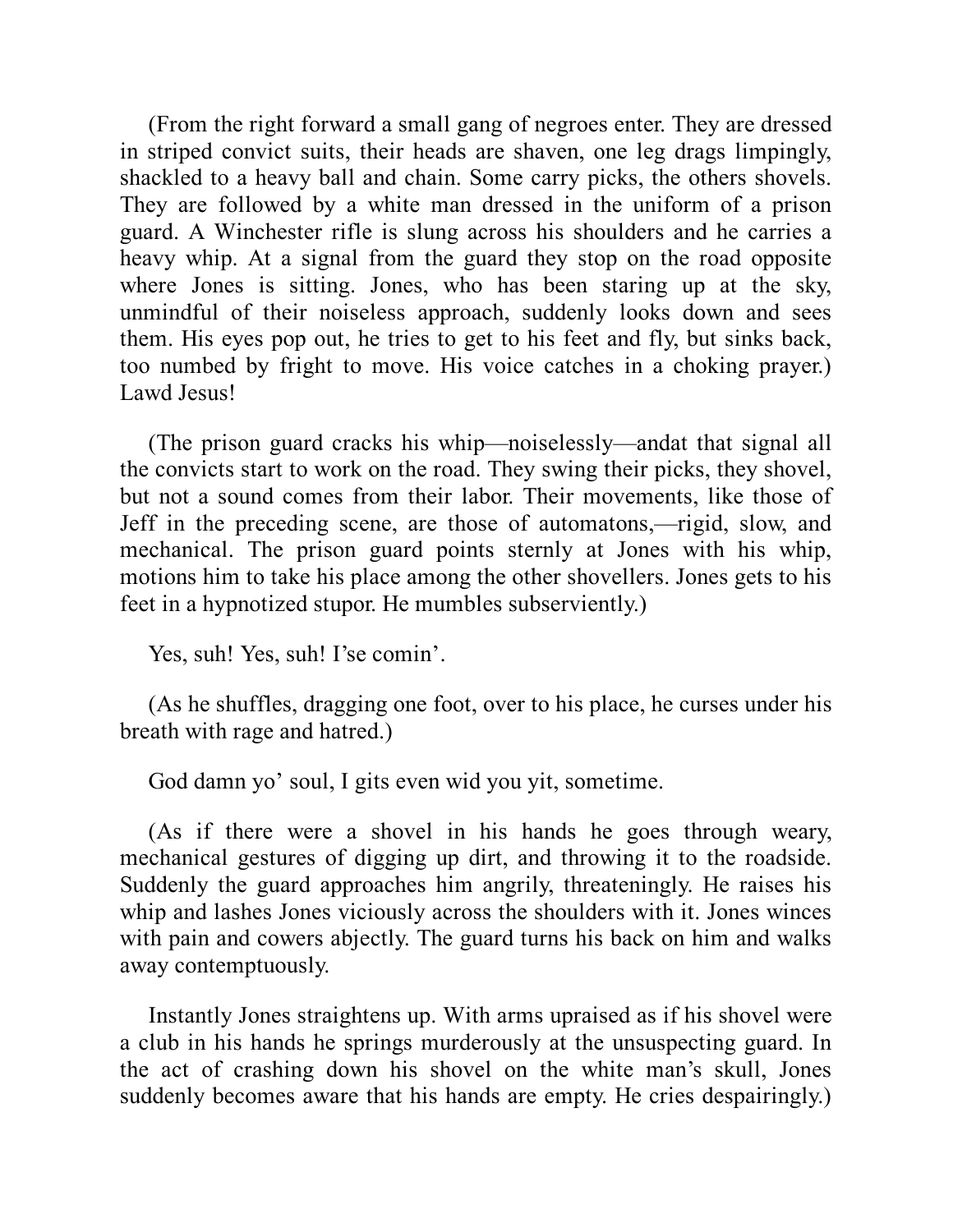(From the right forward a small gang of negroes enter. They are dressed in striped convict suits, their heads are shaven, one leg drags limpingly, shackled to a heavy ball and chain. Some carry picks, the others shovels. They are followed by a white man dressed in the uniform of a prison guard. A Winchester rifle is slung across his shoulders and he carries a heavy whip. At a signal from the guard they stop on the road opposite where Jones is sitting. Jones, who has been staring up at the sky, unmindful of their noiseless approach, suddenly looks down and sees them. His eyes pop out, he tries to get to his feet and fly, but sinks back, too numbed by fright to move. His voice catches in a choking prayer.) Lawd Jesus!

(The prison guard cracks his whip—noiselessly—andat that signal all the convicts start to work on the road. They swing their picks, they shovel, but not a sound comes from their labor. Their movements, like those of Jeff in the preceding scene, are those of automatons,—rigid, slow, and mechanical. The prison guard points sternly at Jones with his whip, motions him to take his place among the other shovellers. Jones gets to his feet in a hypnotized stupor. He mumbles subserviently.)

Yes, suh! Yes, suh! I'se comin'.

(As he shuffles, dragging one foot, over to his place, he curses under his breath with rage and hatred.)

God damn yo' soul, I gits even wid you yit, sometime.

(As if there were a shovel in his hands he goes through weary, mechanical gestures of digging up dirt, and throwing it to the roadside. Suddenly the guard approaches him angrily, threateningly. He raises his whip and lashes Jones viciously across the shoulders with it. Jones winces with pain and cowers abjectly. The guard turns his back on him and walks away contemptuously.

Instantly Jones straightens up. With arms upraised as if his shovel were a club in his hands he springs murderously at the unsuspecting guard. In the act of crashing down his shovel on the white man's skull, Jones suddenly becomes aware that his hands are empty. He cries despairingly.)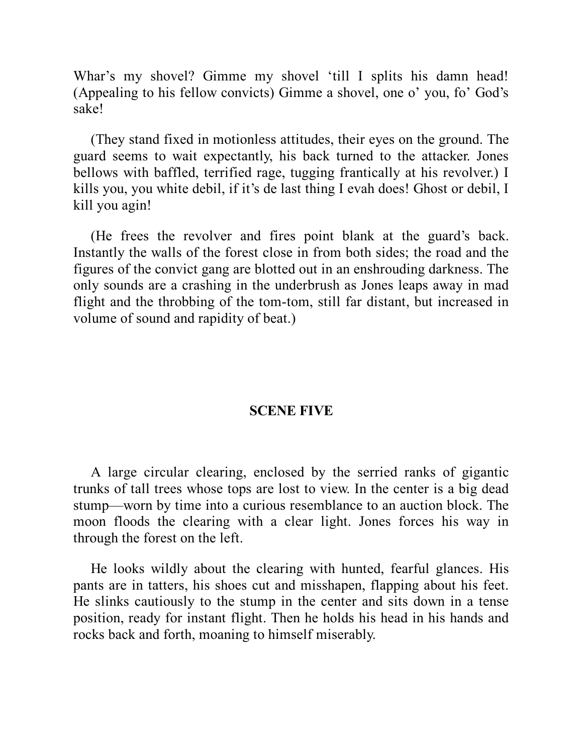Whar's my shovel? Gimme my shovel 'till I splits his damn head! (Appealing to his fellow convicts) Gimme a shovel, one o' you, fo' God's sake!

(They stand fixed in motionless attitudes, their eyes on the ground. The guard seems to wait expectantly, his back turned to the attacker. Jones bellows with baffled, terrified rage, tugging frantically at his revolver.) I kills you, you white debil, if it's de last thing I evah does! Ghost or debil, I kill you agin!

(He frees the revolver and fires point blank at the guard's back. Instantly the walls of the forest close in from both sides; the road and the figures of the convict gang are blotted out in an enshrouding darkness. The only sounds are a crashing in the underbrush as Jones leaps away in mad flight and the throbbing of the tom-tom, still far distant, but increased in volume of sound and rapidity of beat.)

## SCENE FIVE

A large circular clearing, enclosed by the serried ranks of gigantic trunks of tall trees whose tops are lost to view. In the center is a big dead stump—worn by time into a curious resemblance to an auction block. The moon floods the clearing with a clear light. Jones forces his way in through the forest on the left.

He looks wildly about the clearing with hunted, fearful glances. His pants are in tatters, his shoes cut and misshapen, flapping about his feet. He slinks cautiously to the stump in the center and sits down in a tense position, ready for instant flight. Then he holds his head in his hands and rocks back and forth, moaning to himself miserably.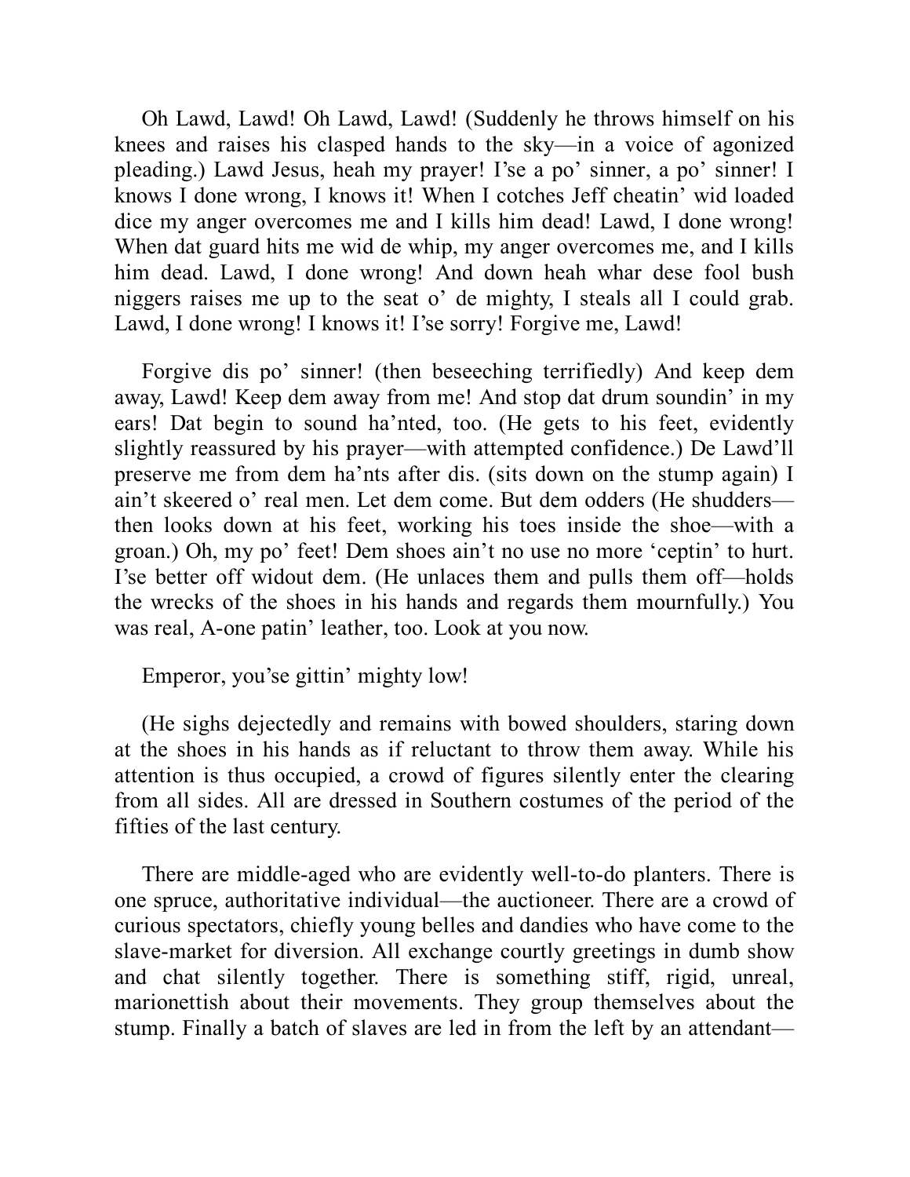Oh Lawd, Lawd! Oh Lawd, Lawd! (Suddenly he throws himself on his knees and raises his clasped hands to the sky—in a voice of agonized pleading.) Lawd Jesus, heah my prayer! I'se a po' sinner, a po' sinner! I knows I done wrong, I knows it! When I cotches Jeff cheatin' wid loaded dice my anger overcomes me and I kills him dead! Lawd, I done wrong! When dat guard hits me wid de whip, my anger overcomes me, and I kills him dead. Lawd, I done wrong! And down heah whar dese fool bush niggers raises me up to the seat o' de mighty, I steals all I could grab. Lawd, I done wrong! I knows it! I'se sorry! Forgive me, Lawd!

Forgive dis po' sinner! (then beseeching terrifiedly) And keep dem away, Lawd! Keep dem away from me! And stop dat drum soundin' in my ears! Dat begin to sound ha'nted, too. (He gets to his feet, evidently slightly reassured by his prayer—with attempted confidence.) De Lawd'll preserve me from dem ha'nts after dis. (sits down on the stump again) I ain't skeered o' real men. Let dem come. But dem odders (He shudders—then looks down at his feet, working his toes inside the shoe—with a groan.) Oh, my po' feet! Dem shoes ain't no use no more 'ceptin' to hurt. I'se better off widout dem. (He unlaces them and pulls them off—holds the wrecks of the shoes in his hands and regards them mournfully.) You was real, A-one patin' leather, too. Look at you now.

Emperor, you'se gittin' mighty low!

(He sighs dejectedly and remains with bowed shoulders, staring down at the shoes in his hands as if reluctant to throw them away. While his attention is thus occupied, a crowd of figures silently enter the clearing from all sides. All are dressed in Southern costumes of the period of the fifties of the last century.

There are middle-aged who are evidently well-to-do planters. There is one spruce, authoritative individual—the auctioneer. There are a crowd of curious spectators, chiefly young belles and dandies who have come to the slave-market for diversion. All exchange courtly greetings in dumb show and chat silently together. There is something stiff, rigid, unreal, marionettish about their movements. They group themselves about the stump. Finally a batch of slaves are led in from the left by an attendant—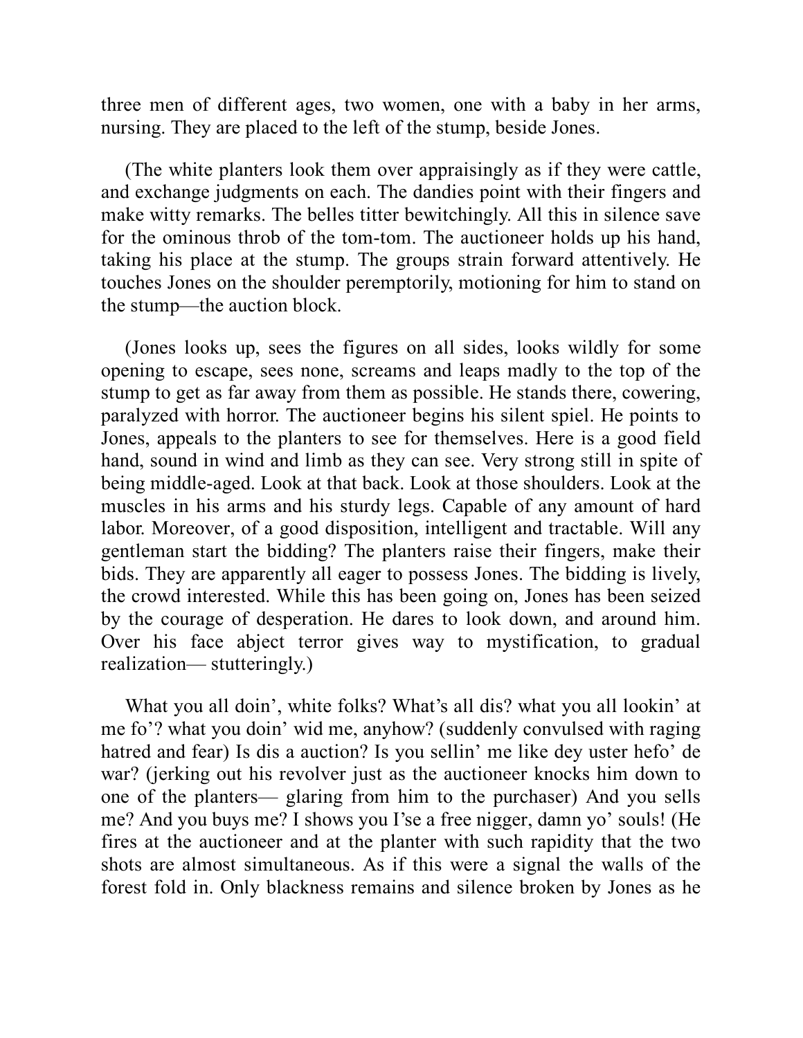three men of different ages, two women, one with a baby in her arms, nursing. They are placed to the left of the stump, beside Jones.

(The white planters look them over appraisingly as if they were cattle, and exchange judgments on each. The dandies point with their fingers and make witty remarks. The belles titter bewitchingly. All this in silence save for the ominous throb of the tom-tom. The auctioneer holds up his hand, taking his place at the stump. The groups strain forward attentively. He touches Jones on the shoulder peremptorily, motioning for him to stand on the stump—the auction block.

(Jones looks up, sees the figures on all sides, looks wildly for some opening to escape, sees none, screams and leaps madly to the top of the stump to get as far away from them as possible. He stands there, cowering, paralyzed with horror. The auctioneer begins his silent spiel. He points to Jones, appeals to the planters to see for themselves. Here is a good field hand, sound in wind and limb as they can see. Very strong still in spite of being middle-aged. Look at that back. Look at those shoulders. Look at the muscles in his arms and his sturdy legs. Capable of any amount of hard labor. Moreover, of a good disposition, intelligent and tractable. Will any gentleman start the bidding? The planters raise their fingers, make their bids. They are apparently all eager to possess Jones. The bidding is lively, the crowd interested. While this has been going on, Jones has been seized by the courage of desperation. He dares to look down, and around him. Over his face abject terror gives way to mystification, to gradual realization— stutteringly.)

What you all doin', white folks? What's all dis? what you all lookin' at me fo'? what you doin' wid me, anyhow? (suddenly convulsed with raging hatred and fear) Is dis a auction? Is you sellin' me like dey uster befo' de war? (jerking out his revolver just as the auctioneer knocks him down to one of the planters— glaring from him to the purchaser) And you sells me? And you buys me? I shows you I'se a free nigger, damn yo' souls! (He fires at the auctioneer and at the planter with such rapidity that the two shots are almost simultaneous. As if this were a signal the walls of the forest fold in. Only blackness remains and silence broken by Jones as he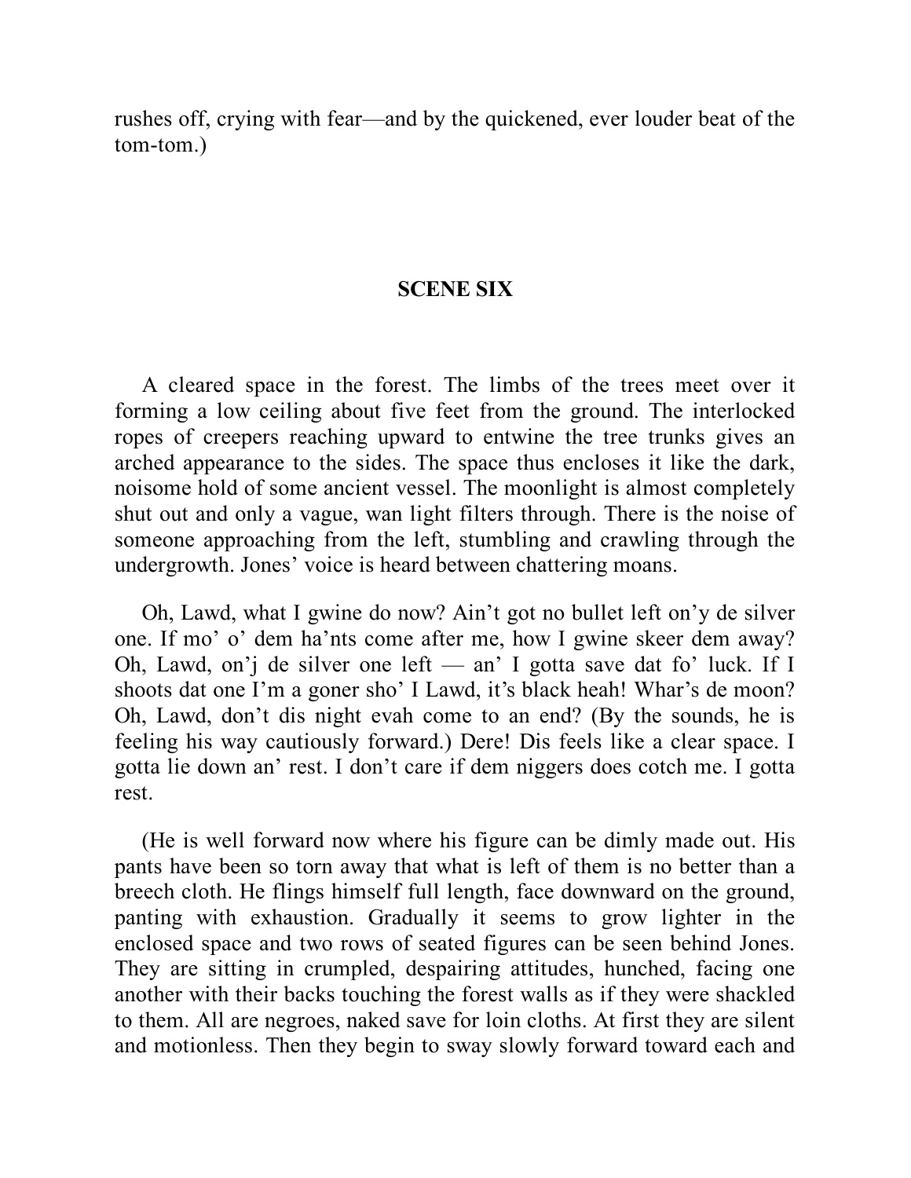rushes off, crying with fear—and by the quickened, ever louder beat of the tom-tom.)

## SCENE SIX

A cleared space in the forest. The limbs of the trees meet over it forming a low ceiling about five feet from the ground. The interlocked ropes of creepers reaching upward to entwine the tree trunks gives an arched appearance to the sides. The space thus encloses it like the dark, noisome hold of some ancient vessel. The moonlight is almost completely shut out and only a vague, wan light filters through. There is the noise of someone approaching from the left, stumbling and crawling through the undergrowth. Jones' voice is heard between chattering moans.

Oh, Lawd, what I gwine do now? Ain't got no bullet left on'y de silver one. If mo' o' dem ha'nts come after me, how I gwine skeer dem away? Oh, Lawd, on'j de silver one left — an' I gotta save dat fo' luck. If I shoots dat one I'm a goner sho' I Lawd, it's black heah! Whar's de moon? Oh, Lawd, don't dis night evah come to an end? (By the sounds, he is feeling his way cautiously forward.) Dere! Dis feels like a clear space. I gotta lie down an' rest. I don't care if dem niggers does cotch me. I gotta rest.

(He is well forward now where his figure can be dimly made out. His pants have been so torn away that what is left of them is no better than a breech cloth. He flings himself full length, face downward on the ground, panting with exhaustion. Gradually it seems to grow lighter in the enclosed space and two rows of seated figures can be seen behind Jones. They are sitting in crumpled, despairing attitudes, hunched, facing one another with their backs touching the forest walls as if they were shackled to them. All are negroes, naked save for loin cloths. At first they are silent and motionless. Then they begin to sway slowly forward toward each and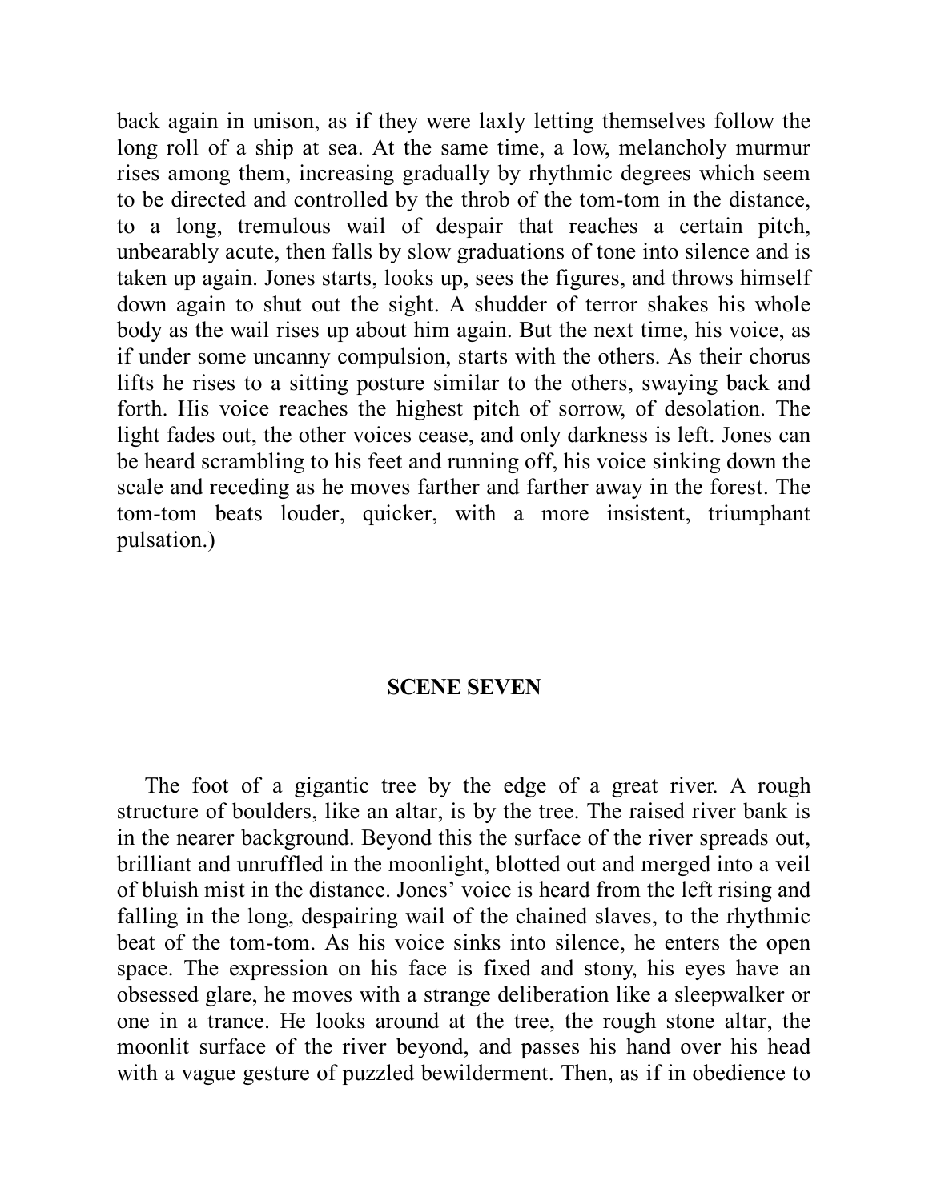back again in unison, as if they were laxly letting themselves follow the long roll of a ship at sea. At the same time, a low, melancholy murmur rises among them, increasing gradually by rhythmic degrees which seem to be directed and controlled by the throb of the tom-tom in the distance, to a long, tremulous wail of despair that reaches a certain pitch, unbearably acute, then falls by slow graduations of tone into silence and is taken up again. Jones starts, looks up, sees the figures, and throws himself down again to shut out the sight. A shudder of terror shakes his whole body as the wail rises up about him again. But the next time, his voice, as if under some uncanny compulsion, starts with the others. As their chorus lifts he rises to a sitting posture similar to the others, swaying back and forth. His voice reaches the highest pitch of sorrow, of desolation. The light fades out, the other voices cease, and only darkness is left. Jones can be heard scrambling to his feet and running off, his voice sinking down the scale and receding as he moves farther and farther away in the forest. The tom-tom beats louder, quicker, with a more insistent, triumphant pulsation.)

## SCENE SEVEN

The foot of a gigantic tree by the edge of a great river. A rough structure of boulders, like an altar, is by the tree. The raised river bank is in the nearer background. Beyond this the surface of the river spreads out, brilliant and unruffled in the moonlight, blotted out and merged into a veil of bluish mist in the distance. Jones' voice is heard from the left rising and falling in the long, despairing wail of the chained slaves, to the rhythmic beat of the tom-tom. As his voice sinks into silence, he enters the open space. The expression on his face is fixed and stony, his eyes have an obsessed glare, he moves with a strange deliberation like a sleepwalker or one in a trance. He looks around at the tree, the rough stone altar, the moonlit surface of the river beyond, and passes his hand over his head with a vague gesture of puzzled bewilderment. Then, as if in obedience to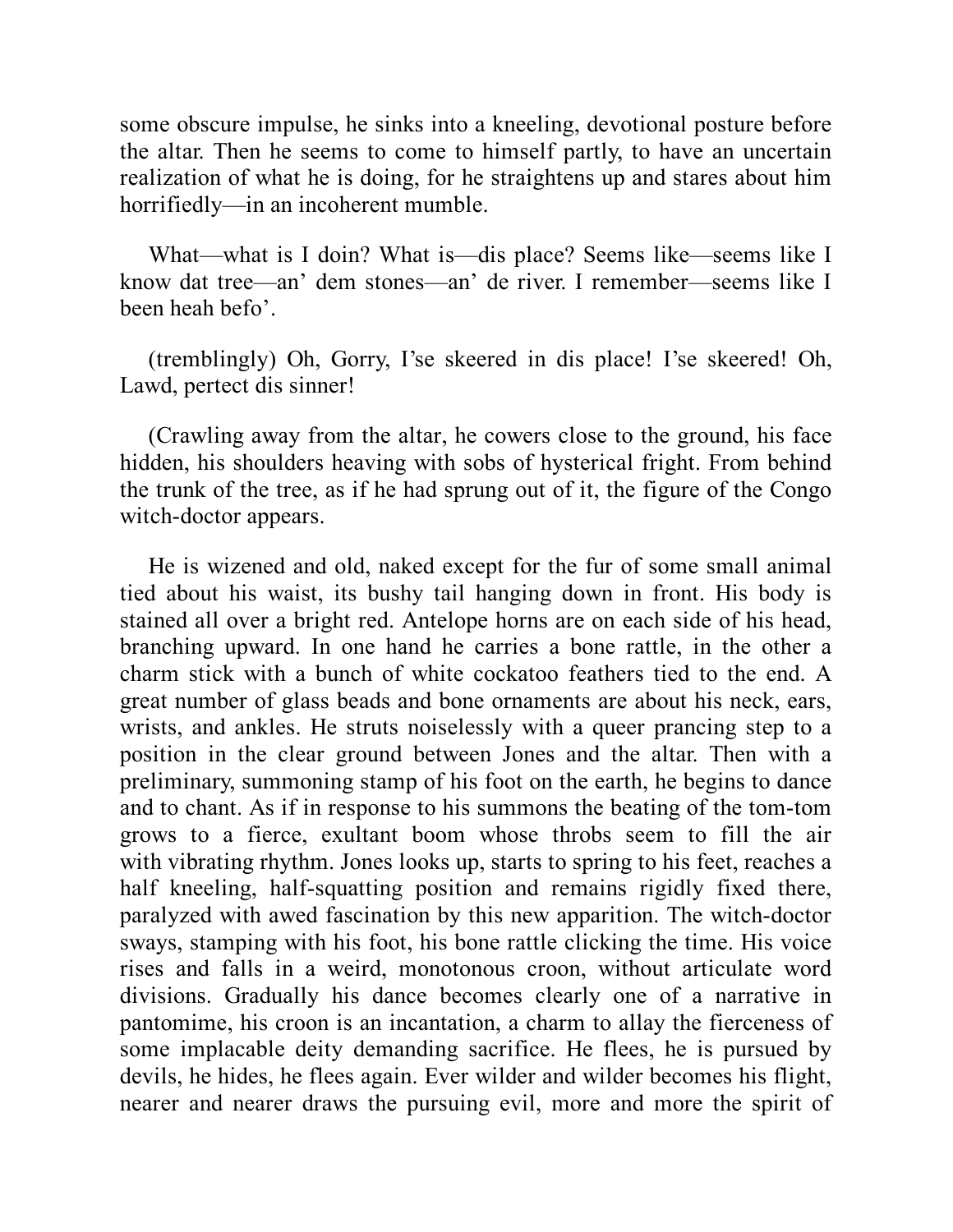some obscure impulse, he sinks into a kneeling, devotional posture before the altar. Then he seems to come to himself partly, to have an uncertain realization of what he is doing, for he straightens up and stares about him horrifiedly—in an incoherent mumble.

What—what is I doin? What is—dis place? Seems like—seems like I know dat tree—an' dem stones—an' de river. I remember—seems like I been heah befo'.

(tremblingly) Oh, Gorry, I'se skeered in dis place! I'se skeered! Oh, Lawd, pertect dis sinner!

(Crawling away from the altar, he cowers close to the ground, his face hidden, his shoulders heaving with sobs of hysterical fright. From behind the trunk of the tree, as if he had sprung out of it, the figure of the Congo witch-doctor appears.

He is wizened and old, naked except for the fur of some small animal tied about his waist, its bushy tail hanging down in front. His body is stained all over a bright red. Antelope horns are on each side of his head, branching upward. In one hand he carries a bone rattle, in the other a charm stick with a bunch of white cockatoo feathers tied to the end. A great number of glass beads and bone ornaments are about his neck, ears, wrists, and ankles. He struts noiselessly with a queer prancing step to a position in the clear ground between Jones and the altar. Then with a preliminary, summoning stamp of his foot on the earth, he begins to dance and to chant. As if in response to his summons the beating of the tom-tom grows to a fierce, exultant boom whose throbs seem to fill the air with vibrating rhythm. Jones looks up, starts to spring to his feet, reaches a half kneeling, half-squatting position and remains rigidly fixed there, paralyzed with awed fascination by this new apparition. The witch-doctor sways, stamping with his foot, his bone rattle clicking the time. His voice rises and falls in a weird, monotonous croon, without articulate word divisions. Gradually his dance becomes clearly one of a narrative in pantomime, his croon is an incantation, a charm to allay the fierceness of some implacable deity demanding sacrifice. He flees, he is pursued by devils, he hides, he flees again. Ever wilder and wilder becomes his flight, nearer and nearer draws the pursuing evil, more and more the spirit of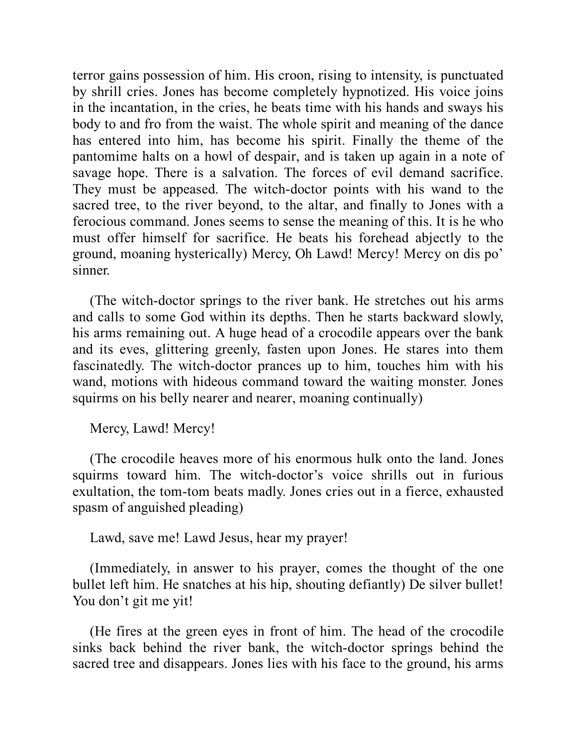terror gains possession of him. His croon, rising to intensity, is punctuated by shrill cries. Jones has become completely hypnotized. His voice joins in the incantation, in the cries, he beats time with his hands and sways his body to and fro from the waist. The whole spirit and meaning of the dance has entered into him, has become his spirit. Finally the theme of the pantomime halts on a howl of despair, and is taken up again in a note of savage hope. There is a salvation. The forces of evil demand sacrifice. They must be appeased. The witch-doctor points with his wand to the sacred tree, to the river beyond, to the altar, and finally to Jones with a ferocious command. Jones seems to sense the meaning of this. It is he who must offer himself for sacrifice. He beats his forehead abjectly to the ground, moaning hysterically) Mercy, Oh Lawd! Mercy! Mercy on dis po' sinner.

(The witch-doctor springs to the river bank. He stretches out his arms and calls to some God within its depths. Then he starts backward slowly, his arms remaining out. A huge head of a crocodile appears over the bank and its eyes, glittering greenly, fasten upon Jones. He stares into them fascinatedly. The witch-doctor prances up to him, touches him with his wand, motions with hideous command toward the waiting monster. Jones squirms on his belly nearer and nearer, moaning continually)

Mercy, Lawd! Mercy!

(The crocodile heaves more of his enormous hulk onto the land. Jones squirms toward him. The witch-doctor's voice shrills out in furious exultation, the tom-tom beats madly. Jones cries out in a fierce, exhausted spasm of anguished pleading)

Lawd, save me! Lawd Jesus, hear my prayer!

(Immediately, in answer to his prayer, comes the thought of the one bullet left him. He snatches at his hip, shouting defiantly) De silver bullet! You don't git me yit!

(He fires at the green eyes in front of him. The head of the crocodile sinks back behind the river bank, the witch-doctor springs behind the sacred tree and disappears. Jones lies with his face to the ground, his arms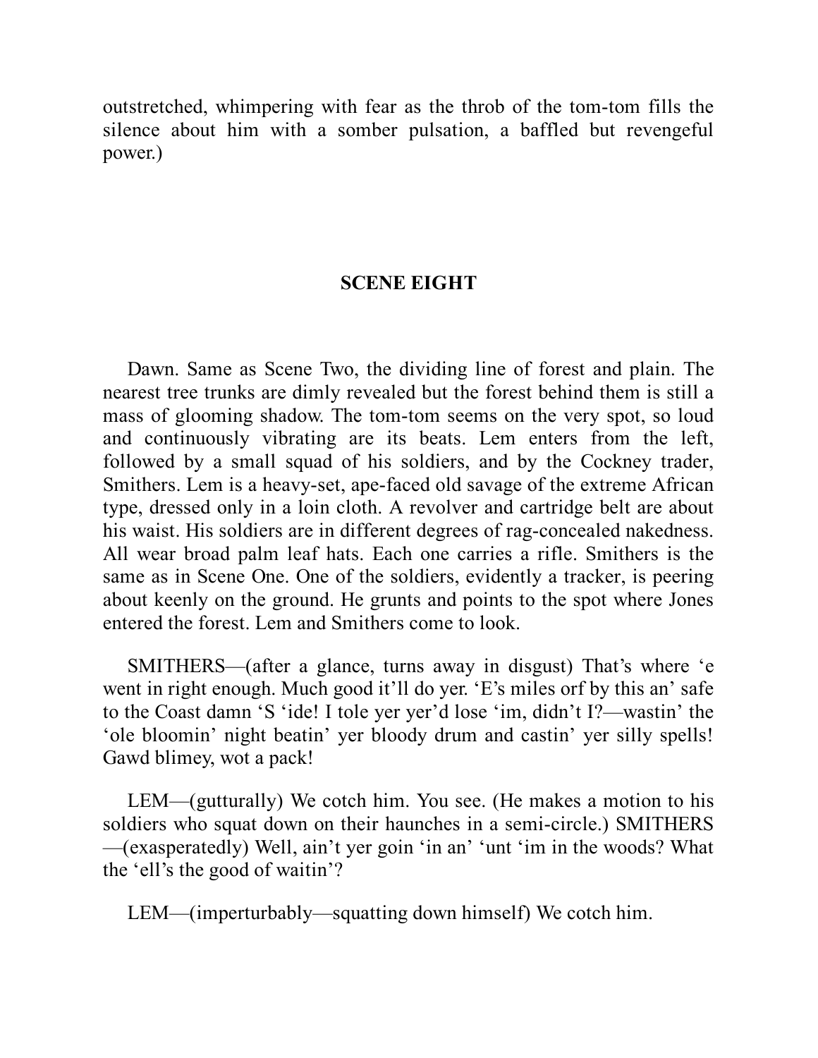outstretched, whimpering with fear as the throb of the tom-tom fills the silence about him with a somber pulsation, a baffled but revengeful power.)

## SCENE EIGHT

Dawn. Same as Scene Two, the dividing line of forest and plain. The nearest tree trunks are dimly revealed but the forest behind them is still a mass of glooming shadow. The tom-tom seems on the very spot, so loud and continuously vibrating are its beats. Lem enters from the left, followed by a small squad of his soldiers, and by the Cockney trader, Smithers. Lem is a heavy-set, ape-faced old savage of the extreme African type, dressed only in a loin cloth. A revolver and cartridge belt are about his waist. His soldiers are in different degrees of rag-concealed nakedness. All wear broad palm leaf hats. Each one carries a rifle. Smithers is the same as in Scene One. One of the soldiers, evidently a tracker, is peering about keenly on the ground. He grunts and points to the spot where Jones entered the forest. Lem and Smithers come to look.

SMITHERS—(after a glance, turns away in disgust) That's where 'e went in right enough. Much good it'll do yer. 'E's miles orf by this an' safe to the Coast damn 'S 'ide! I tole yer yer'd lose 'im, didn't I?—wastin' the 'ole bloomin' night beatin' yer bloody drum and castin' yer silly spells! Gawd blimey, wot a pack!

LEM—(gutturally) We cotch him. You see. (He makes a motion to his soldiers who squat down on their haunches in a semi-circle.) SMITHERS—(exasperatedly) Well, ain't yer goin 'in an' 'unt 'im in the woods? What the 'ell's the good of waitin'?

LEM—(imperturbably—squatting down himself) We cotch him.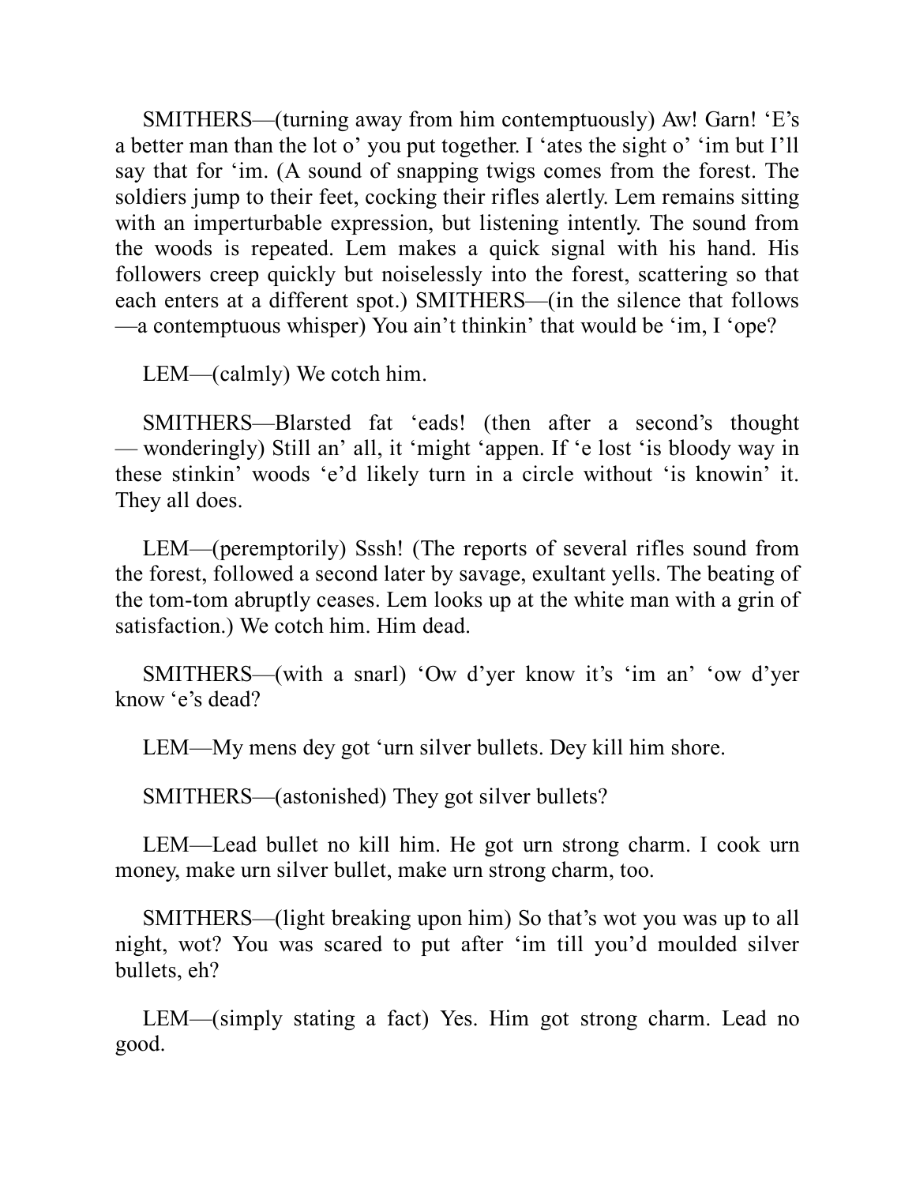SMITHERS—(turning away from him contemptuously) Aw! Garn! 'E's a better man than the lot o' you put together. I 'ates the sight o' 'im but I'll say that for 'im. (A sound of snapping twigs comes from the forest. The soldiers jump to their feet, cocking their rifles alertly. Lem remains sitting with an imperturbable expression, but listening intently. The sound from the woods is repeated. Lem makes a quick signal with his hand. His followers creep quickly but noiselessly into the forest, scattering so that each enters at a different spot.) SMITHERS—(in the silence that follows —a contemptuous whisper) You ain't thinkin' that would be 'im, I 'ope?

LEM—(calmly) We cotch him.

SMITHERS—Blarsted fat 'eads! (then after a second's thought — wonderingly) Still an' all, it 'might 'appen. If 'e lost 'is bloody way in these stinkin' woods 'e'd likely turn in a circle without 'is knowin' it. They all does.

LEM—(peremptorily) Sssh! (The reports of several rifles sound from the forest, followed a second later by savage, exultant yells. The beating of the tom-tom abruptly ceases. Lem looks up at the white man with a grin of satisfaction.) We cotch him. Him dead.

SMITHERS—(with a snarl) 'Ow d'yer know it's 'im an' 'ow d'yer know 'e's dead?

LEM—My mens dey got 'urn silver bullets. Dey kill him shore.

SMITHERS—(astonished) They got silver bullets?

LEM—Lead bullet no kill him. He got urn strong charm. I cook urn money, make urn silver bullet, make urn strong charm, too.

SMITHERS—(light breaking upon him) So that's wot you was up to all night, wot? You was scared to put after 'im till you'd moulded silver bullets, eh?

LEM—(simply stating a fact) Yes. Him got strong charm. Lead no good.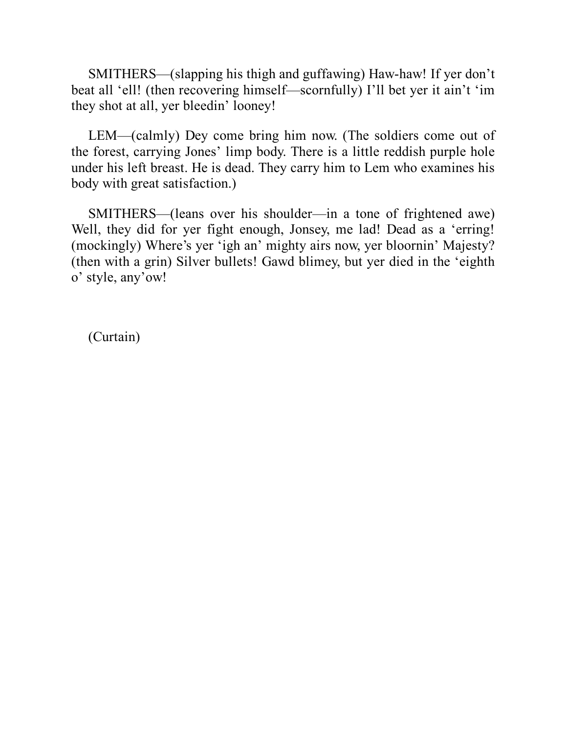SMITHERS—(slapping his thigh and guffawing) Haw-haw! If yer don't beat all 'ell! (then recovering himself—scornfully) I'll bet yer it ain't 'im they shot at all, yer bleedin' looney!

LEM—(calmly) Dey come bring him now. (The soldiers come out of the forest, carrying Jones' limp body. There is a little reddish purple hole under his left breast. He is dead. They carry him to Lem who examines his body with great satisfaction.)

SMITHERS—(leans over his shoulder—in a tone of frightened awe) Well, they did for yer fight enough, Jonsey, me lad! Dead as a 'erring! (mockingly) Where's yer 'igh an' mighty airs now, yer bloornin' Majesty? (then with a grin) Silver bullets! Gawd blimey, but yer died in the 'eighth o' style, any'ow!

(Curtain)